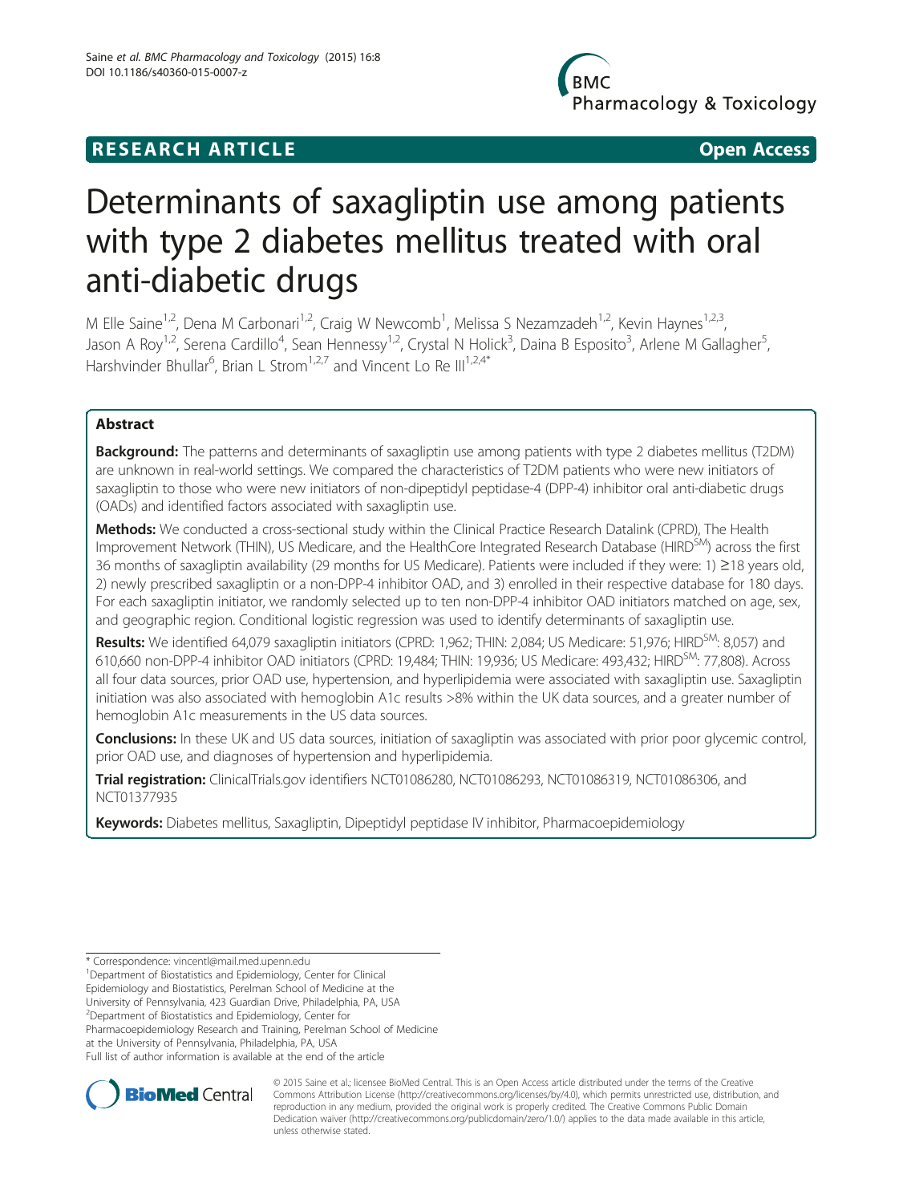RESEARCH ARTICLE Open Access

# Determinants of saxagliptin use among patients with type 2 diabetes mellitus treated with oral anti-diabetic drugs

M Elle Saine[1,2], Dena M Carbonari[1,2], Craig W Newcomb[1], Melissa S Nezamzadeh[1,2], Kevin Haynes[1,2,3], Jason A Roy[1,2], Serena Cardillo[4], Sean Hennessy[1,2], Crystal N Holick[3], Daina B Esposito[3], Arlene M Gallagher[5], Harshvinder Bhullar[6], Brian L Strom[1,2,7] and Vincent Lo Re III[1,2,4*]

## Abstract

**Background:** The patterns and determinants of saxagliptin use among patients with type 2 diabetes mellitus (T2DM) are unknown in real-world settings. We compared the characteristics of T2DM patients who were new initiators of saxagliptin to those who were new initiators of non-dipeptidyl peptidase-4 (DPP-4) inhibitor oral anti-diabetic drugs (OADs) and identified factors associated with saxagliptin use.

**Methods:** We conducted a cross-sectional study within the Clinical Practice Research Datalink (CPRD), The Health Improvement Network (THIN), US Medicare, and the HealthCore Integrated Research Database (HIRD[SM]) across the first 36 months of saxagliptin availability (29 months for US Medicare). Patients were included if they were: 1) ≥18 years old, 2) newly prescribed saxagliptin or a non-DPP-4 inhibitor OAD, and 3) enrolled in their respective database for 180 days. For each saxagliptin initiator, we randomly selected up to ten non-DPP-4 inhibitor OAD initiators matched on age, sex, and geographic region. Conditional logistic regression was used to identify determinants of saxagliptin use.

**Results:** We identified 64,079 saxagliptin initiators (CPRD: 1,962; THIN: 2,084; US Medicare: 51,976; HIRD[SM]: 8,057) and 610,660 non-DPP-4 inhibitor OAD initiators (CPRD: 19,484; THIN: 19,936; US Medicare: 493,432; HIRD[SM]: 77,808). Across all four data sources, prior OAD use, hypertension, and hyperlipidemia were associated with saxagliptin use. Saxagliptin initiation was also associated with hemoglobin A1c results >8% within the UK data sources, and a greater number of hemoglobin A1c measurements in the US data sources.

**Conclusions:** In these UK and US data sources, initiation of saxagliptin was associated with prior poor glycemic control, prior OAD use, and diagnoses of hypertension and hyperlipidemia.

**Trial registration:** ClinicalTrials.gov identifiers NCT01086280, NCT01086293, NCT01086319, NCT01086306, and NCT01377935

**Keywords:** Diabetes mellitus, Saxagliptin, Dipeptidyl peptidase IV inhibitor, Pharmacoepidemiology

\* Correspondence: vincentl@mail.med.upenn.edu
[1]Department of Biostatistics and Epidemiology, Center for Clinical Epidemiology and Biostatistics, Perelman School of Medicine at the University of Pennsylvania, 423 Guardian Drive, Philadelphia, PA, USA
[2]Department of Biostatistics and Epidemiology, Center for Pharmacoepidemiology Research and Training, Perelman School of Medicine at the University of Pennsylvania, Philadelphia, PA, USA
Full list of author information is available at the end of the article

© 2015 Saine et al.; licensee BioMed Central. This is an Open Access article distributed under the terms of the Creative Commons Attribution License (http://creativecommons.org/licenses/by/4.0), which permits unrestricted use, distribution, and reproduction in any medium, provided the original work is properly credited. The Creative Commons Public Domain Dedication waiver (http://creativecommons.org/publicdomain/zero/1.0/) applies to the data made available in this article, unless otherwise stated.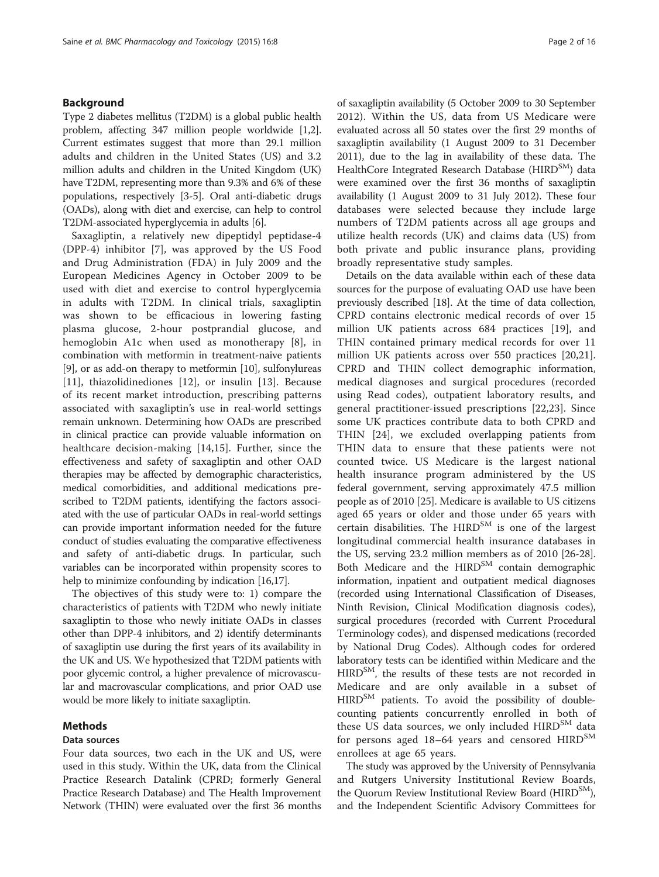## Background

Type 2 diabetes mellitus (T2DM) is a global public health problem, affecting 347 million people worldwide [1,2]. Current estimates suggest that more than 29.1 million adults and children in the United States (US) and 3.2 million adults and children in the United Kingdom (UK) have T2DM, representing more than 9.3% and 6% of these populations, respectively [3-5]. Oral anti-diabetic drugs (OADs), along with diet and exercise, can help to control T2DM-associated hyperglycemia in adults [6].

Saxagliptin, a relatively new dipeptidyl peptidase-4 (DPP-4) inhibitor [7], was approved by the US Food and Drug Administration (FDA) in July 2009 and the European Medicines Agency in October 2009 to be used with diet and exercise to control hyperglycemia in adults with T2DM. In clinical trials, saxagliptin was shown to be efficacious in lowering fasting plasma glucose, 2-hour postprandial glucose, and hemoglobin A1c when used as monotherapy [8], in combination with metformin in treatment-naive patients [9], or as add-on therapy to metformin [10], sulfonylureas [11], thiazolidinediones [12], or insulin [13]. Because of its recent market introduction, prescribing patterns associated with saxagliptin's use in real-world settings remain unknown. Determining how OADs are prescribed in clinical practice can provide valuable information on healthcare decision-making [14,15]. Further, since the effectiveness and safety of saxagliptin and other OAD therapies may be affected by demographic characteristics, medical comorbidities, and additional medications prescribed to T2DM patients, identifying the factors associated with the use of particular OADs in real-world settings can provide important information needed for the future conduct of studies evaluating the comparative effectiveness and safety of anti-diabetic drugs. In particular, such variables can be incorporated within propensity scores to help to minimize confounding by indication [16,17].

The objectives of this study were to: 1) compare the characteristics of patients with T2DM who newly initiate saxagliptin to those who newly initiate OADs in classes other than DPP-4 inhibitors, and 2) identify determinants of saxagliptin use during the first years of its availability in the UK and US. We hypothesized that T2DM patients with poor glycemic control, a higher prevalence of microvascular and macrovascular complications, and prior OAD use would be more likely to initiate saxagliptin.

## Methods

### Data sources

Four data sources, two each in the UK and US, were used in this study. Within the UK, data from the Clinical Practice Research Datalink (CPRD; formerly General Practice Research Database) and The Health Improvement Network (THIN) were evaluated over the first 36 months of saxagliptin availability (5 October 2009 to 30 September 2012). Within the US, data from US Medicare were evaluated across all 50 states over the first 29 months of saxagliptin availability (1 August 2009 to 31 December 2011), due to the lag in availability of these data. The HealthCore Integrated Research Database (HIRD$^{SM}$) data were examined over the first 36 months of saxagliptin availability (1 August 2009 to 31 July 2012). These four databases were selected because they include large numbers of T2DM patients across all age groups and utilize health records (UK) and claims data (US) from both private and public insurance plans, providing broadly representative study samples.

Details on the data available within each of these data sources for the purpose of evaluating OAD use have been previously described [18]. At the time of data collection, CPRD contains electronic medical records of over 15 million UK patients across 684 practices [19], and THIN contained primary medical records for over 11 million UK patients across over 550 practices [20,21]. CPRD and THIN collect demographic information, medical diagnoses and surgical procedures (recorded using Read codes), outpatient laboratory results, and general practitioner-issued prescriptions [22,23]. Since some UK practices contribute data to both CPRD and THIN [24], we excluded overlapping patients from THIN data to ensure that these patients were not counted twice. US Medicare is the largest national health insurance program administered by the US federal government, serving approximately 47.5 million people as of 2010 [25]. Medicare is available to US citizens aged 65 years or older and those under 65 years with certain disabilities. The HIRD$^{SM}$ is one of the largest longitudinal commercial health insurance databases in the US, serving 23.2 million members as of 2010 [26-28]. Both Medicare and the HIRD$^{SM}$ contain demographic information, inpatient and outpatient medical diagnoses (recorded using International Classification of Diseases, Ninth Revision, Clinical Modification diagnosis codes), surgical procedures (recorded with Current Procedural Terminology codes), and dispensed medications (recorded by National Drug Codes). Although codes for ordered laboratory tests can be identified within Medicare and the HIRD$^{SM}$, the results of these tests are not recorded in Medicare and are only available in a subset of HIRD$^{SM}$ patients. To avoid the possibility of double-counting patients concurrently enrolled in both of these US data sources, we only included HIRD$^{SM}$ data for persons aged 18–64 years and censored HIRD$^{SM}$ enrollees at age 65 years.

The study was approved by the University of Pennsylvania and Rutgers University Institutional Review Boards, the Quorum Review Institutional Review Board (HIRD$^{SM}$), and the Independent Scientific Advisory Committees for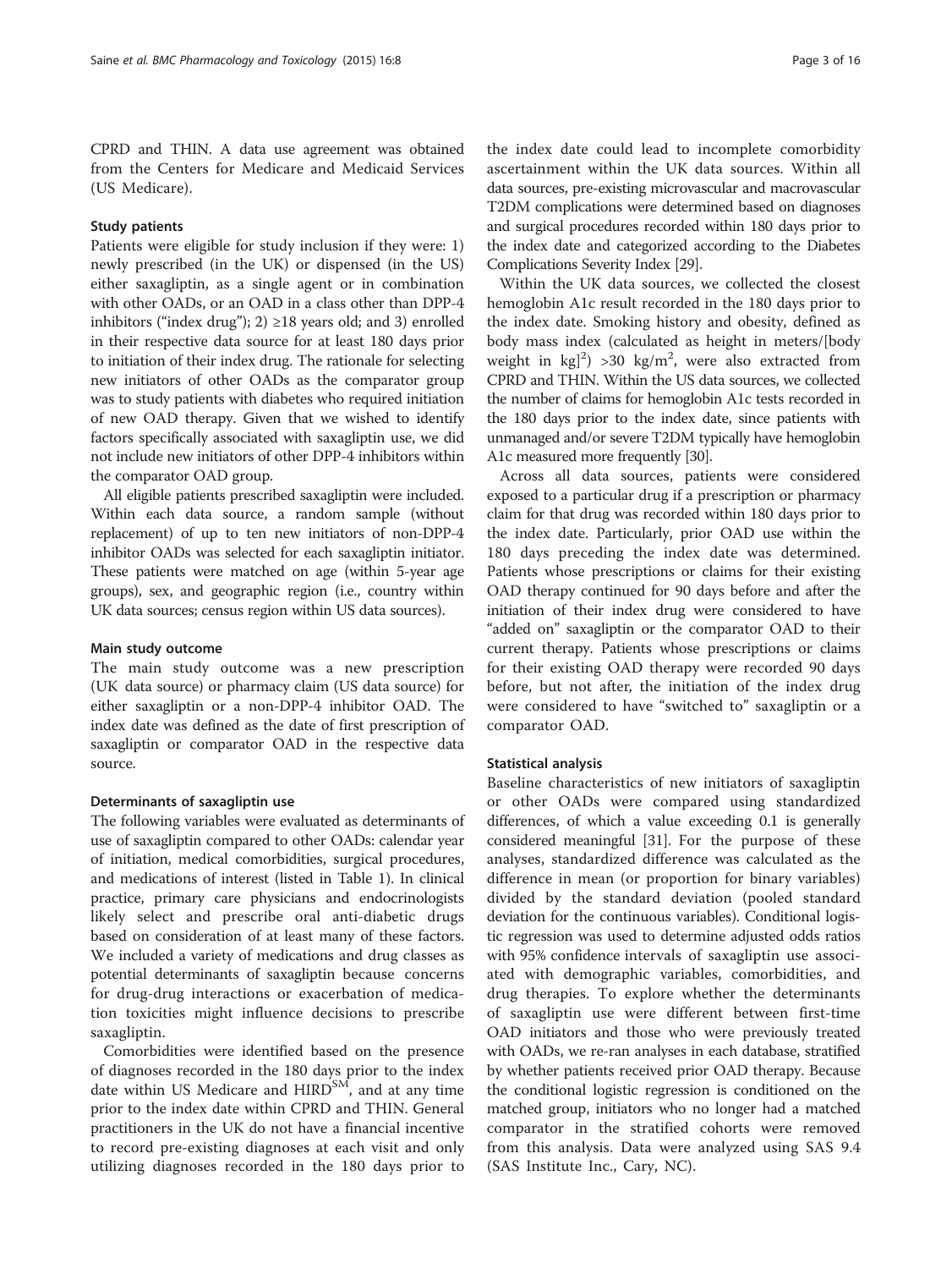CPRD and THIN. A data use agreement was obtained from the Centers for Medicare and Medicaid Services (US Medicare).

### Study patients

Patients were eligible for study inclusion if they were: 1) newly prescribed (in the UK) or dispensed (in the US) either saxagliptin, as a single agent or in combination with other OADs, or an OAD in a class other than DPP-4 inhibitors ("index drug"); 2) ≥18 years old; and 3) enrolled in their respective data source for at least 180 days prior to initiation of their index drug. The rationale for selecting new initiators of other OADs as the comparator group was to study patients with diabetes who required initiation of new OAD therapy. Given that we wished to identify factors specifically associated with saxagliptin use, we did not include new initiators of other DPP-4 inhibitors within the comparator OAD group.

All eligible patients prescribed saxagliptin were included. Within each data source, a random sample (without replacement) of up to ten new initiators of non-DPP-4 inhibitor OADs was selected for each saxagliptin initiator. These patients were matched on age (within 5-year age groups), sex, and geographic region (i.e., country within UK data sources; census region within US data sources).

### Main study outcome

The main study outcome was a new prescription (UK data source) or pharmacy claim (US data source) for either saxagliptin or a non-DPP-4 inhibitor OAD. The index date was defined as the date of first prescription of saxagliptin or comparator OAD in the respective data source.

### Determinants of saxagliptin use

The following variables were evaluated as determinants of use of saxagliptin compared to other OADs: calendar year of initiation, medical comorbidities, surgical procedures, and medications of interest (listed in Table 1). In clinical practice, primary care physicians and endocrinologists likely select and prescribe oral anti-diabetic drugs based on consideration of at least many of these factors. We included a variety of medications and drug classes as potential determinants of saxagliptin because concerns for drug-drug interactions or exacerbation of medication toxicities might influence decisions to prescribe saxagliptin.

Comorbidities were identified based on the presence of diagnoses recorded in the 180 days prior to the index date within US Medicare and HIRD[SM], and at any time prior to the index date within CPRD and THIN. General practitioners in the UK do not have a financial incentive to record pre-existing diagnoses at each visit and only utilizing diagnoses recorded in the 180 days prior to the index date could lead to incomplete comorbidity ascertainment within the UK data sources. Within all data sources, pre-existing microvascular and macrovascular T2DM complications were determined based on diagnoses and surgical procedures recorded within 180 days prior to the index date and categorized according to the Diabetes Complications Severity Index [29].

Within the UK data sources, we collected the closest hemoglobin A1c result recorded in the 180 days prior to the index date. Smoking history and obesity, defined as body mass index (calculated as height in meters/[body weight in kg]$^2$) >30 kg/m$^2$, were also extracted from CPRD and THIN. Within the US data sources, we collected the number of claims for hemoglobin A1c tests recorded in the 180 days prior to the index date, since patients with unmanaged and/or severe T2DM typically have hemoglobin A1c measured more frequently [30].

Across all data sources, patients were considered exposed to a particular drug if a prescription or pharmacy claim for that drug was recorded within 180 days prior to the index date. Particularly, prior OAD use within the 180 days preceding the index date was determined. Patients whose prescriptions or claims for their existing OAD therapy continued for 90 days before and after the initiation of their index drug were considered to have "added on" saxagliptin or the comparator OAD to their current therapy. Patients whose prescriptions or claims for their existing OAD therapy were recorded 90 days before, but not after, the initiation of the index drug were considered to have "switched to" saxagliptin or a comparator OAD.

### Statistical analysis

Baseline characteristics of new initiators of saxagliptin or other OADs were compared using standardized differences, of which a value exceeding 0.1 is generally considered meaningful [31]. For the purpose of these analyses, standardized difference was calculated as the difference in mean (or proportion for binary variables) divided by the standard deviation (pooled standard deviation for the continuous variables). Conditional logistic regression was used to determine adjusted odds ratios with 95% confidence intervals of saxagliptin use associated with demographic variables, comorbidities, and drug therapies. To explore whether the determinants of saxagliptin use were different between first-time OAD initiators and those who were previously treated with OADs, we re-ran analyses in each database, stratified by whether patients received prior OAD therapy. Because the conditional logistic regression is conditioned on the matched group, initiators who no longer had a matched comparator in the stratified cohorts were removed from this analysis. Data were analyzed using SAS 9.4 (SAS Institute Inc., Cary, NC).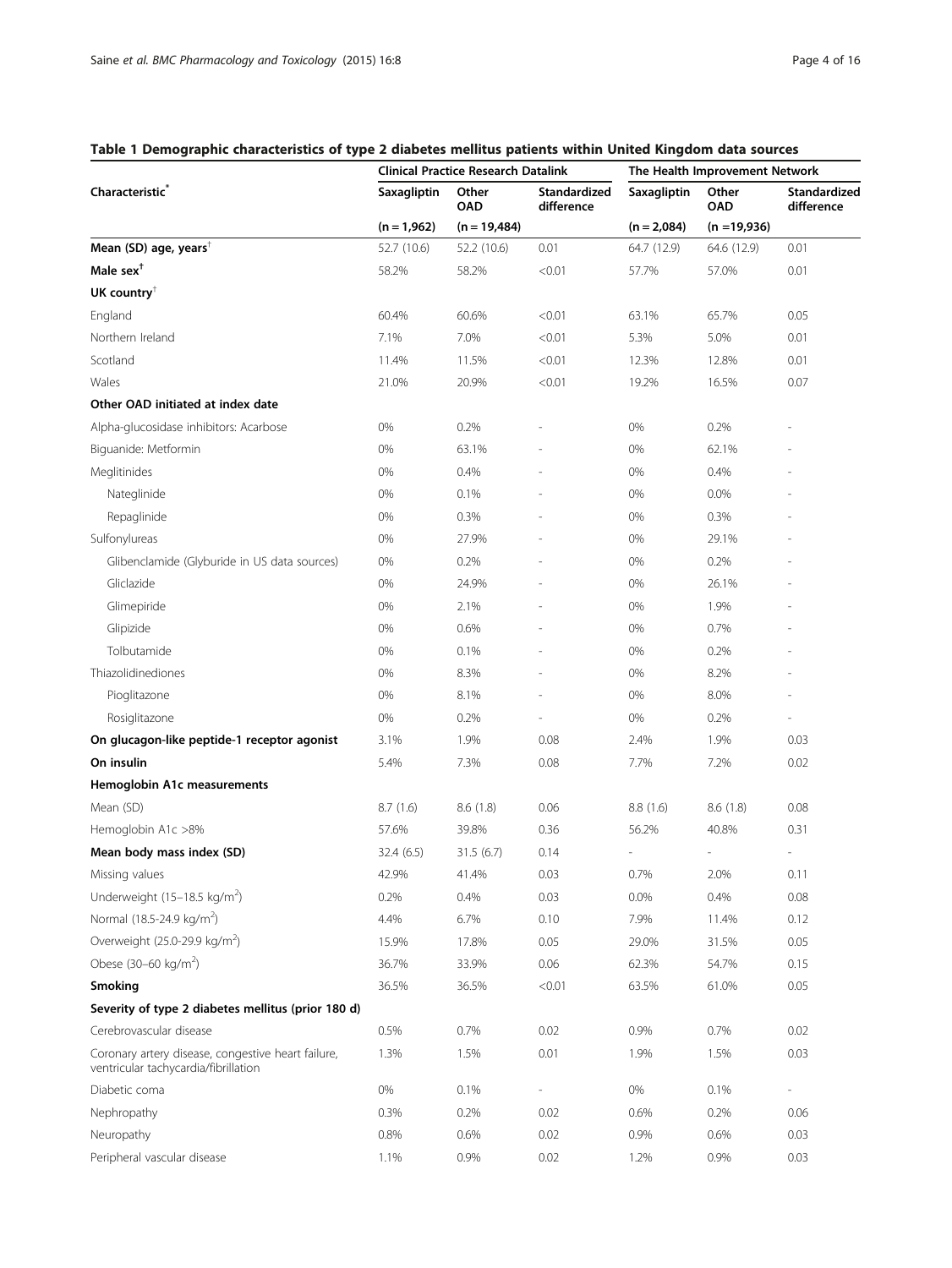**Table 1 Demographic characteristics of type 2 diabetes mellitus patients within United Kingdom data sources**

| Characteristic* | Clinical Practice Research Datalink | | | The Health Improvement Network | | |
|---|---|---|---|---|---|---|
| | Saxagliptin | Other OAD | Standardized difference | Saxagliptin | Other OAD | Standardized difference |
| | (n = 1,962) | (n = 19,484) | | (n = 2,084) | (n =19,936) | |
| **Mean (SD) age, years**† | 52.7 (10.6) | 52.2 (10.6) | 0.01 | 64.7 (12.9) | 64.6 (12.9) | 0.01 |
| **Male sex**† | 58.2% | 58.2% | <0.01 | 57.7% | 57.0% | 0.01 |
| **UK country**† | | | | | | |
| England | 60.4% | 60.6% | <0.01 | 63.1% | 65.7% | 0.05 |
| Northern Ireland | 7.1% | 7.0% | <0.01 | 5.3% | 5.0% | 0.01 |
| Scotland | 11.4% | 11.5% | <0.01 | 12.3% | 12.8% | 0.01 |
| Wales | 21.0% | 20.9% | <0.01 | 19.2% | 16.5% | 0.07 |
| **Other OAD initiated at index date** | | | | | | |
| Alpha-glucosidase inhibitors: Acarbose | 0% | 0.2% | - | 0% | 0.2% | - |
| Biguanide: Metformin | 0% | 63.1% | - | 0% | 62.1% | - |
| Meglitinides | 0% | 0.4% | - | 0% | 0.4% | - |
| Nateglinide | 0% | 0.1% | - | 0% | 0.0% | - |
| Repaglinide | 0% | 0.3% | - | 0% | 0.3% | - |
| Sulfonylureas | 0% | 27.9% | - | 0% | 29.1% | - |
| Glibenclamide (Glyburide in US data sources) | 0% | 0.2% | - | 0% | 0.2% | - |
| Gliclazide | 0% | 24.9% | - | 0% | 26.1% | - |
| Glimepiride | 0% | 2.1% | - | 0% | 1.9% | - |
| Glipizide | 0% | 0.6% | - | 0% | 0.7% | - |
| Tolbutamide | 0% | 0.1% | - | 0% | 0.2% | - |
| Thiazolidinediones | 0% | 8.3% | - | 0% | 8.2% | - |
| Pioglitazone | 0% | 8.1% | - | 0% | 8.0% | - |
| Rosiglitazone | 0% | 0.2% | - | 0% | 0.2% | - |
| **On glucagon-like peptide-1 receptor agonist** | 3.1% | 1.9% | 0.08 | 2.4% | 1.9% | 0.03 |
| **On insulin** | 5.4% | 7.3% | 0.08 | 7.7% | 7.2% | 0.02 |
| **Hemoglobin A1c measurements** | | | | | | |
| Mean (SD) | 8.7 (1.6) | 8.6 (1.8) | 0.06 | 8.8 (1.6) | 8.6 (1.8) | 0.08 |
| Hemoglobin A1c >8% | 57.6% | 39.8% | 0.36 | 56.2% | 40.8% | 0.31 |
| **Mean body mass index (SD)** | 32.4 (6.5) | 31.5 (6.7) | 0.14 | - | - | - |
| Missing values | 42.9% | 41.4% | 0.03 | 0.7% | 2.0% | 0.11 |
| Underweight (15–18.5 kg/m$^2$) | 0.2% | 0.4% | 0.03 | 0.0% | 0.4% | 0.08 |
| Normal (18.5-24.9 kg/m$^2$) | 4.4% | 6.7% | 0.10 | 7.9% | 11.4% | 0.12 |
| Overweight (25.0-29.9 kg/m$^2$) | 15.9% | 17.8% | 0.05 | 29.0% | 31.5% | 0.05 |
| Obese (30–60 kg/m$^2$) | 36.7% | 33.9% | 0.06 | 62.3% | 54.7% | 0.15 |
| **Smoking** | 36.5% | 36.5% | <0.01 | 63.5% | 61.0% | 0.05 |
| **Severity of type 2 diabetes mellitus (prior 180 d)** | | | | | | |
| Cerebrovascular disease | 0.5% | 0.7% | 0.02 | 0.9% | 0.7% | 0.02 |
| Coronary artery disease, congestive heart failure, ventricular tachycardia/fibrillation | 1.3% | 1.5% | 0.01 | 1.9% | 1.5% | 0.03 |
| Diabetic coma | 0% | 0.1% | - | 0% | 0.1% | - |
| Nephropathy | 0.3% | 0.2% | 0.02 | 0.6% | 0.2% | 0.06 |
| Neuropathy | 0.8% | 0.6% | 0.02 | 0.9% | 0.6% | 0.03 |
| Peripheral vascular disease | 1.1% | 0.9% | 0.02 | 1.2% | 0.9% | 0.03 |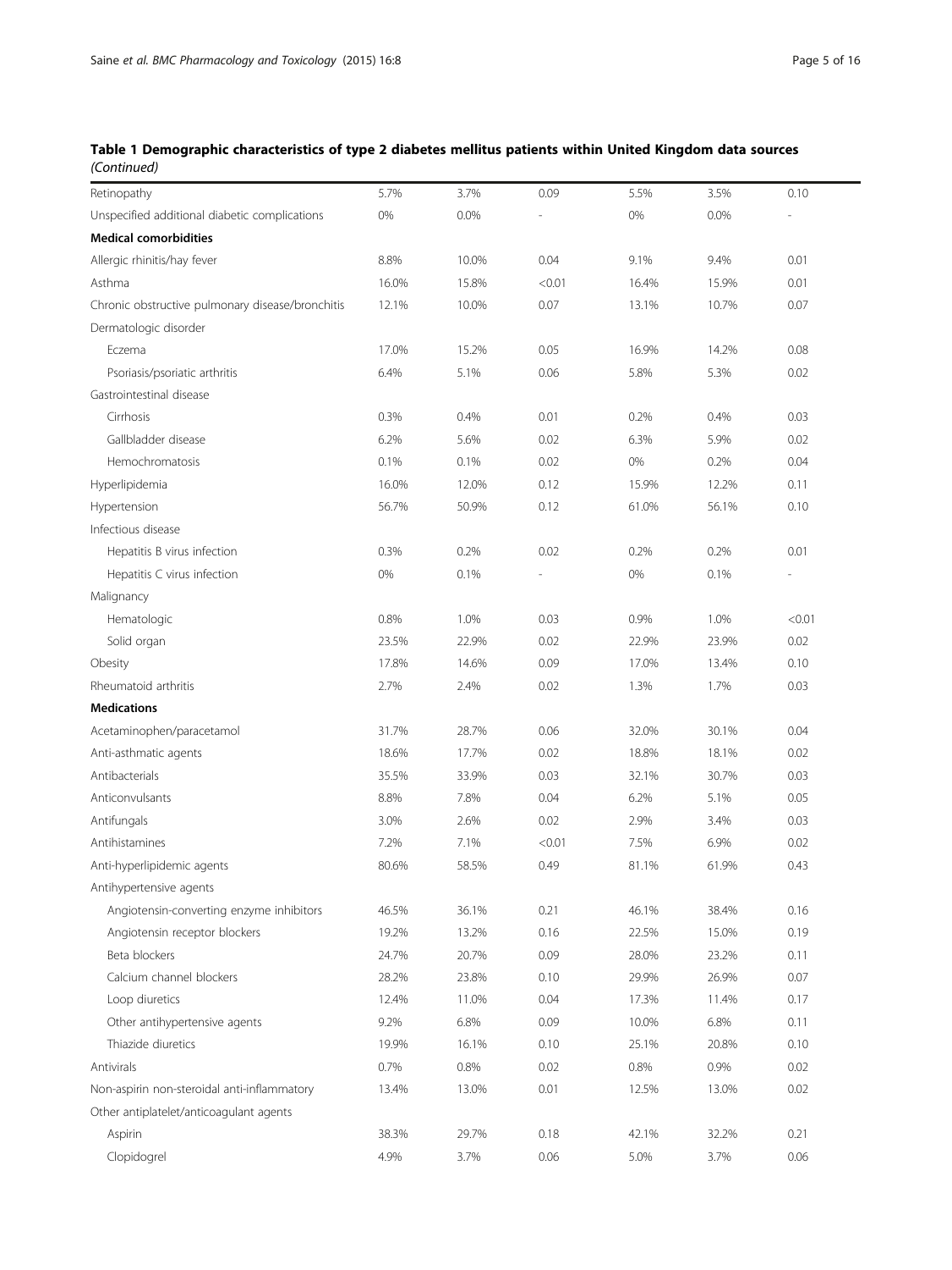**Table 1 Demographic characteristics of type 2 diabetes mellitus patients within United Kingdom data sources** *(Continued)*

| | | | | | | |
|---|---|---|---|---|---|---|
| Retinopathy | 5.7% | 3.7% | 0.09 | 5.5% | 3.5% | 0.10 |
| Unspecified additional diabetic complications | 0% | 0.0% | - | 0% | 0.0% | - |
| **Medical comorbidities** | | | | | | |
| Allergic rhinitis/hay fever | 8.8% | 10.0% | 0.04 | 9.1% | 9.4% | 0.01 |
| Asthma | 16.0% | 15.8% | <0.01 | 16.4% | 15.9% | 0.01 |
| Chronic obstructive pulmonary disease/bronchitis | 12.1% | 10.0% | 0.07 | 13.1% | 10.7% | 0.07 |
| Dermatologic disorder | | | | | | |
| Eczema | 17.0% | 15.2% | 0.05 | 16.9% | 14.2% | 0.08 |
| Psoriasis/psoriatic arthritis | 6.4% | 5.1% | 0.06 | 5.8% | 5.3% | 0.02 |
| Gastrointestinal disease | | | | | | |
| Cirrhosis | 0.3% | 0.4% | 0.01 | 0.2% | 0.4% | 0.03 |
| Gallbladder disease | 6.2% | 5.6% | 0.02 | 6.3% | 5.9% | 0.02 |
| Hemochromatosis | 0.1% | 0.1% | 0.02 | 0% | 0.2% | 0.04 |
| Hyperlipidemia | 16.0% | 12.0% | 0.12 | 15.9% | 12.2% | 0.11 |
| Hypertension | 56.7% | 50.9% | 0.12 | 61.0% | 56.1% | 0.10 |
| Infectious disease | | | | | | |
| Hepatitis B virus infection | 0.3% | 0.2% | 0.02 | 0.2% | 0.2% | 0.01 |
| Hepatitis C virus infection | 0% | 0.1% | - | 0% | 0.1% | - |
| Malignancy | | | | | | |
| Hematologic | 0.8% | 1.0% | 0.03 | 0.9% | 1.0% | <0.01 |
| Solid organ | 23.5% | 22.9% | 0.02 | 22.9% | 23.9% | 0.02 |
| Obesity | 17.8% | 14.6% | 0.09 | 17.0% | 13.4% | 0.10 |
| Rheumatoid arthritis | 2.7% | 2.4% | 0.02 | 1.3% | 1.7% | 0.03 |
| **Medications** | | | | | | |
| Acetaminophen/paracetamol | 31.7% | 28.7% | 0.06 | 32.0% | 30.1% | 0.04 |
| Anti-asthmatic agents | 18.6% | 17.7% | 0.02 | 18.8% | 18.1% | 0.02 |
| Antibacterials | 35.5% | 33.9% | 0.03 | 32.1% | 30.7% | 0.03 |
| Anticonvulsants | 8.8% | 7.8% | 0.04 | 6.2% | 5.1% | 0.05 |
| Antifungals | 3.0% | 2.6% | 0.02 | 2.9% | 3.4% | 0.03 |
| Antihistamines | 7.2% | 7.1% | <0.01 | 7.5% | 6.9% | 0.02 |
| Anti-hyperlipidemic agents | 80.6% | 58.5% | 0.49 | 81.1% | 61.9% | 0.43 |
| Antihypertensive agents | | | | | | |
| Angiotensin-converting enzyme inhibitors | 46.5% | 36.1% | 0.21 | 46.1% | 38.4% | 0.16 |
| Angiotensin receptor blockers | 19.2% | 13.2% | 0.16 | 22.5% | 15.0% | 0.19 |
| Beta blockers | 24.7% | 20.7% | 0.09 | 28.0% | 23.2% | 0.11 |
| Calcium channel blockers | 28.2% | 23.8% | 0.10 | 29.9% | 26.9% | 0.07 |
| Loop diuretics | 12.4% | 11.0% | 0.04 | 17.3% | 11.4% | 0.17 |
| Other antihypertensive agents | 9.2% | 6.8% | 0.09 | 10.0% | 6.8% | 0.11 |
| Thiazide diuretics | 19.9% | 16.1% | 0.10 | 25.1% | 20.8% | 0.10 |
| Antivirals | 0.7% | 0.8% | 0.02 | 0.8% | 0.9% | 0.02 |
| Non-aspirin non-steroidal anti-inflammatory | 13.4% | 13.0% | 0.01 | 12.5% | 13.0% | 0.02 |
| Other antiplatelet/anticoagulant agents | | | | | | |
| Aspirin | 38.3% | 29.7% | 0.18 | 42.1% | 32.2% | 0.21 |
| Clopidogrel | 4.9% | 3.7% | 0.06 | 5.0% | 3.7% | 0.06 |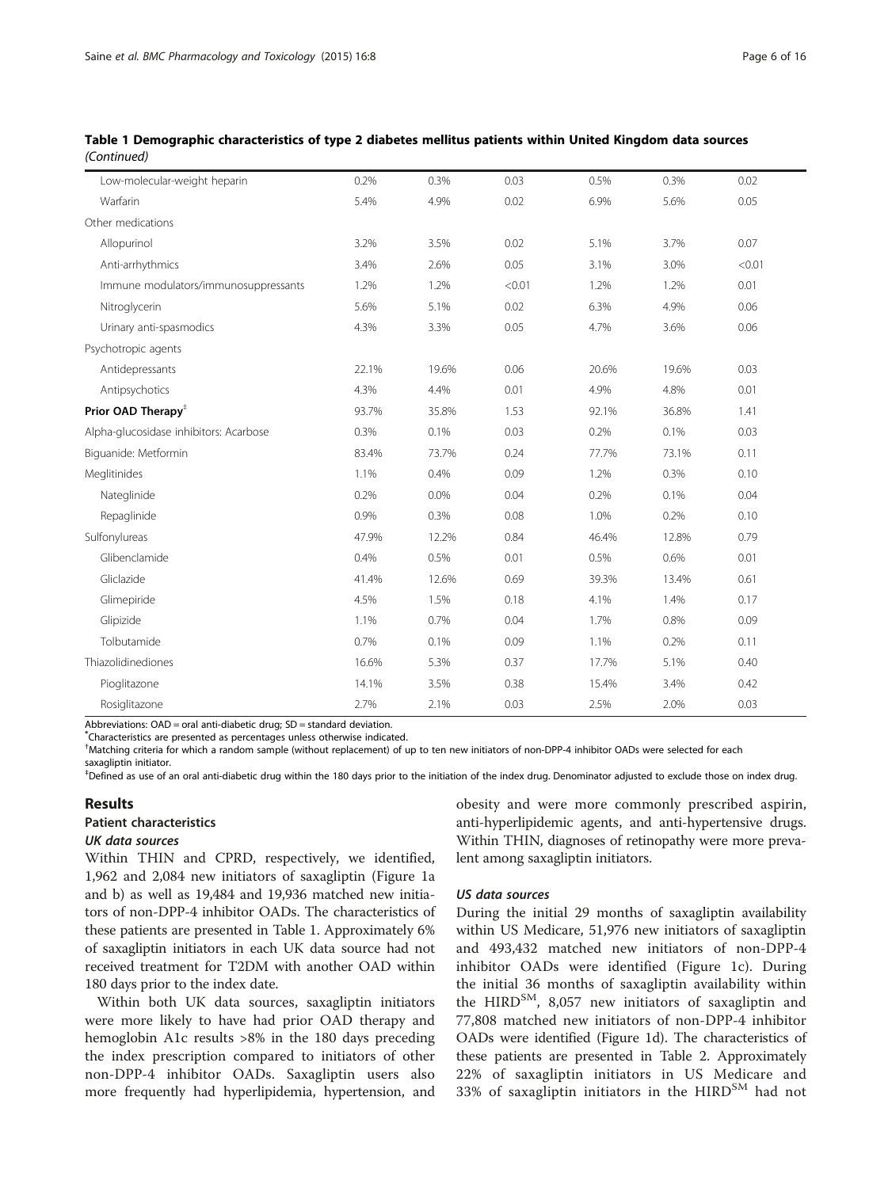**Table 1 Demographic characteristics of type 2 diabetes mellitus patients within United Kingdom data sources** *(Continued)*

| | | | | | | |
|---|---|---|---|---|---|---|
| Low-molecular-weight heparin | 0.2% | 0.3% | 0.03 | 0.5% | 0.3% | 0.02 |
| Warfarin | 5.4% | 4.9% | 0.02 | 6.9% | 5.6% | 0.05 |
| Other medications | | | | | | |
| Allopurinol | 3.2% | 3.5% | 0.02 | 5.1% | 3.7% | 0.07 |
| Anti-arrhythmics | 3.4% | 2.6% | 0.05 | 3.1% | 3.0% | <0.01 |
| Immune modulators/immunosuppressants | 1.2% | 1.2% | <0.01 | 1.2% | 1.2% | 0.01 |
| Nitroglycerin | 5.6% | 5.1% | 0.02 | 6.3% | 4.9% | 0.06 |
| Urinary anti-spasmodics | 4.3% | 3.3% | 0.05 | 4.7% | 3.6% | 0.06 |
| Psychotropic agents | | | | | | |
| Antidepressants | 22.1% | 19.6% | 0.06 | 20.6% | 19.6% | 0.03 |
| Antipsychotics | 4.3% | 4.4% | 0.01 | 4.9% | 4.8% | 0.01 |
| **Prior OAD Therapy**[‡] | 93.7% | 35.8% | 1.53 | 92.1% | 36.8% | 1.41 |
| Alpha-glucosidase inhibitors: Acarbose | 0.3% | 0.1% | 0.03 | 0.2% | 0.1% | 0.03 |
| Biguanide: Metformin | 83.4% | 73.7% | 0.24 | 77.7% | 73.1% | 0.11 |
| Meglitinides | 1.1% | 0.4% | 0.09 | 1.2% | 0.3% | 0.10 |
| Nateglinide | 0.2% | 0.0% | 0.04 | 0.2% | 0.1% | 0.04 |
| Repaglinide | 0.9% | 0.3% | 0.08 | 1.0% | 0.2% | 0.10 |
| Sulfonylureas | 47.9% | 12.2% | 0.84 | 46.4% | 12.8% | 0.79 |
| Glibenclamide | 0.4% | 0.5% | 0.01 | 0.5% | 0.6% | 0.01 |
| Gliclazide | 41.4% | 12.6% | 0.69 | 39.3% | 13.4% | 0.61 |
| Glimepiride | 4.5% | 1.5% | 0.18 | 4.1% | 1.4% | 0.17 |
| Glipizide | 1.1% | 0.7% | 0.04 | 1.7% | 0.8% | 0.09 |
| Tolbutamide | 0.7% | 0.1% | 0.09 | 1.1% | 0.2% | 0.11 |
| Thiazolidinediones | 16.6% | 5.3% | 0.37 | 17.7% | 5.1% | 0.40 |
| Pioglitazone | 14.1% | 3.5% | 0.38 | 15.4% | 3.4% | 0.42 |
| Rosiglitazone | 2.7% | 2.1% | 0.03 | 2.5% | 2.0% | 0.03 |

Abbreviations: OAD = oral anti-diabetic drug; SD = standard deviation.
[*]Characteristics are presented as percentages unless otherwise indicated.
[†]Matching criteria for which a random sample (without replacement) of up to ten new initiators of non-DPP-4 inhibitor OADs were selected for each saxagliptin initiator.
[‡]Defined as use of an oral anti-diabetic drug within the 180 days prior to the initiation of the index drug. Denominator adjusted to exclude those on index drug.

## Results

### Patient characteristics

#### *UK data sources*

Within THIN and CPRD, respectively, we identified, 1,962 and 2,084 new initiators of saxagliptin (Figure 1a and b) as well as 19,484 and 19,936 matched new initiators of non-DPP-4 inhibitor OADs. The characteristics of these patients are presented in Table 1. Approximately 6% of saxagliptin initiators in each UK data source had not received treatment for T2DM with another OAD within 180 days prior to the index date.

Within both UK data sources, saxagliptin initiators were more likely to have had prior OAD therapy and hemoglobin A1c results >8% in the 180 days preceding the index prescription compared to initiators of other non-DPP-4 inhibitor OADs. Saxagliptin users also more frequently had hyperlipidemia, hypertension, and obesity and were more commonly prescribed aspirin, anti-hyperlipidemic agents, and anti-hypertensive drugs. Within THIN, diagnoses of retinopathy were more prevalent among saxagliptin initiators.

#### *US data sources*

During the initial 29 months of saxagliptin availability within US Medicare, 51,976 new initiators of saxagliptin and 493,432 matched new initiators of non-DPP-4 inhibitor OADs were identified (Figure 1c). During the initial 36 months of saxagliptin availability within the HIRD[SM], 8,057 new initiators of saxagliptin and 77,808 matched new initiators of non-DPP-4 inhibitor OADs were identified (Figure 1d). The characteristics of these patients are presented in Table 2. Approximately 22% of saxagliptin initiators in US Medicare and 33% of saxagliptin initiators in the HIRD[SM] had not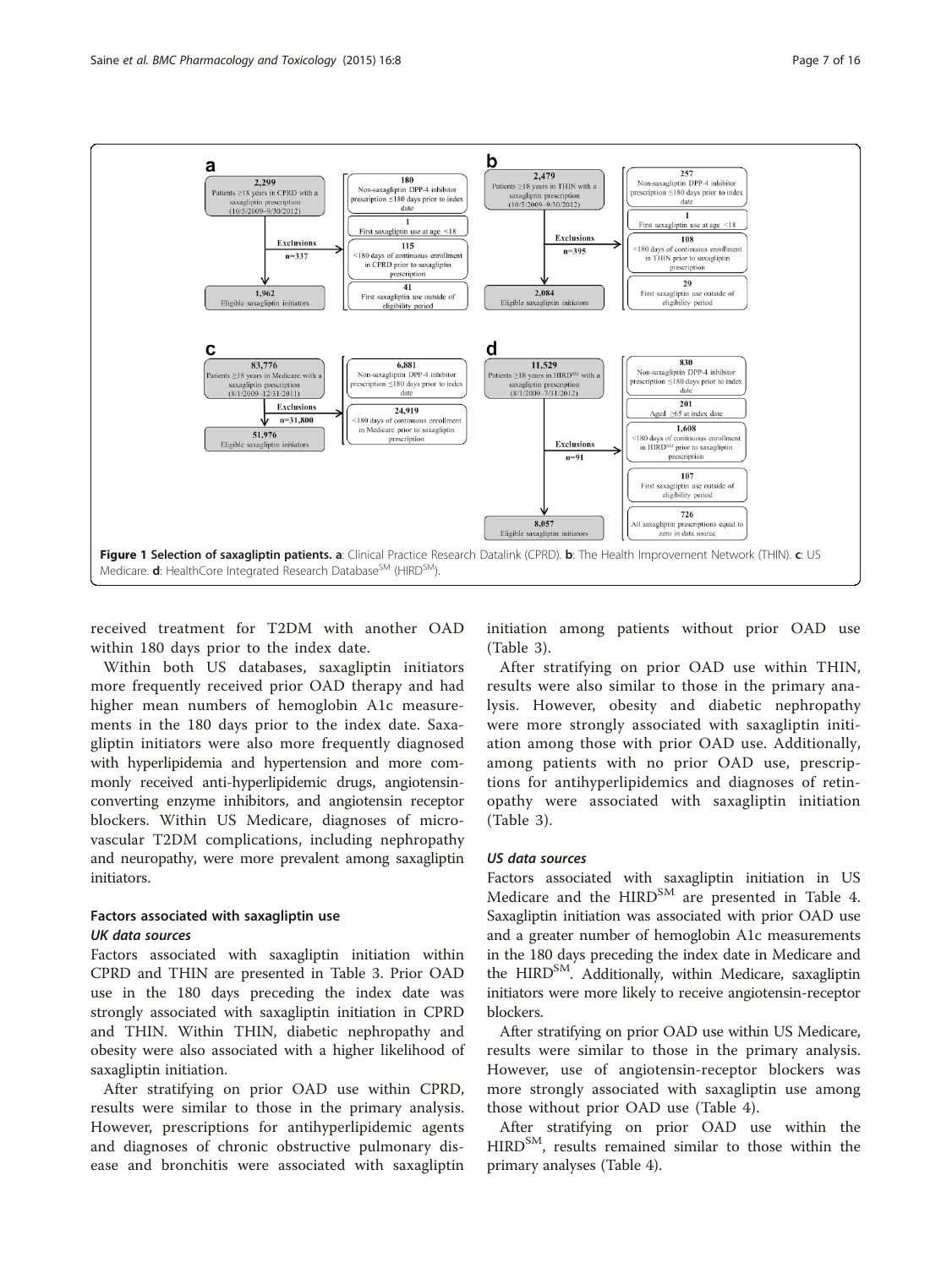**Figure 1 Selection of saxagliptin patients. a**: Clinical Practice Research Datalink (CPRD). **b**: The Health Improvement Network (THIN). **c**: US Medicare. **d**: HealthCore Integrated Research Database[SM] (HIRD[SM]).

received treatment for T2DM with another OAD within 180 days prior to the index date.

Within both US databases, saxagliptin initiators more frequently received prior OAD therapy and had higher mean numbers of hemoglobin A1c measurements in the 180 days prior to the index date. Saxagliptin initiators were also more frequently diagnosed with hyperlipidemia and hypertension and more commonly received anti-hyperlipidemic drugs, angiotensin-converting enzyme inhibitors, and angiotensin receptor blockers. Within US Medicare, diagnoses of microvascular T2DM complications, including nephropathy and neuropathy, were more prevalent among saxagliptin initiators.

### Factors associated with saxagliptin use

#### *UK data sources*

Factors associated with saxagliptin initiation within CPRD and THIN are presented in Table 3. Prior OAD use in the 180 days preceding the index date was strongly associated with saxagliptin initiation in CPRD and THIN. Within THIN, diabetic nephropathy and obesity were also associated with a higher likelihood of saxagliptin initiation.

After stratifying on prior OAD use within CPRD, results were similar to those in the primary analysis. However, prescriptions for antihyperlipidemic agents and diagnoses of chronic obstructive pulmonary disease and bronchitis were associated with saxagliptin initiation among patients without prior OAD use (Table 3).

After stratifying on prior OAD use within THIN, results were also similar to those in the primary analysis. However, obesity and diabetic nephropathy were more strongly associated with saxagliptin initiation among those with prior OAD use. Additionally, among patients with no prior OAD use, prescriptions for antihyperlipidemics and diagnoses of retinopathy were associated with saxagliptin initiation (Table 3).

#### *US data sources*

Factors associated with saxagliptin initiation in US Medicare and the HIRD[SM] are presented in Table 4. Saxagliptin initiation was associated with prior OAD use and a greater number of hemoglobin A1c measurements in the 180 days preceding the index date in Medicare and the HIRD[SM]. Additionally, within Medicare, saxagliptin initiators were more likely to receive angiotensin-receptor blockers.

After stratifying on prior OAD use within US Medicare, results were similar to those in the primary analysis. However, use of angiotensin-receptor blockers was more strongly associated with saxagliptin use among those without prior OAD use (Table 4).

After stratifying on prior OAD use within the HIRD[SM], results remained similar to those within the primary analyses (Table 4).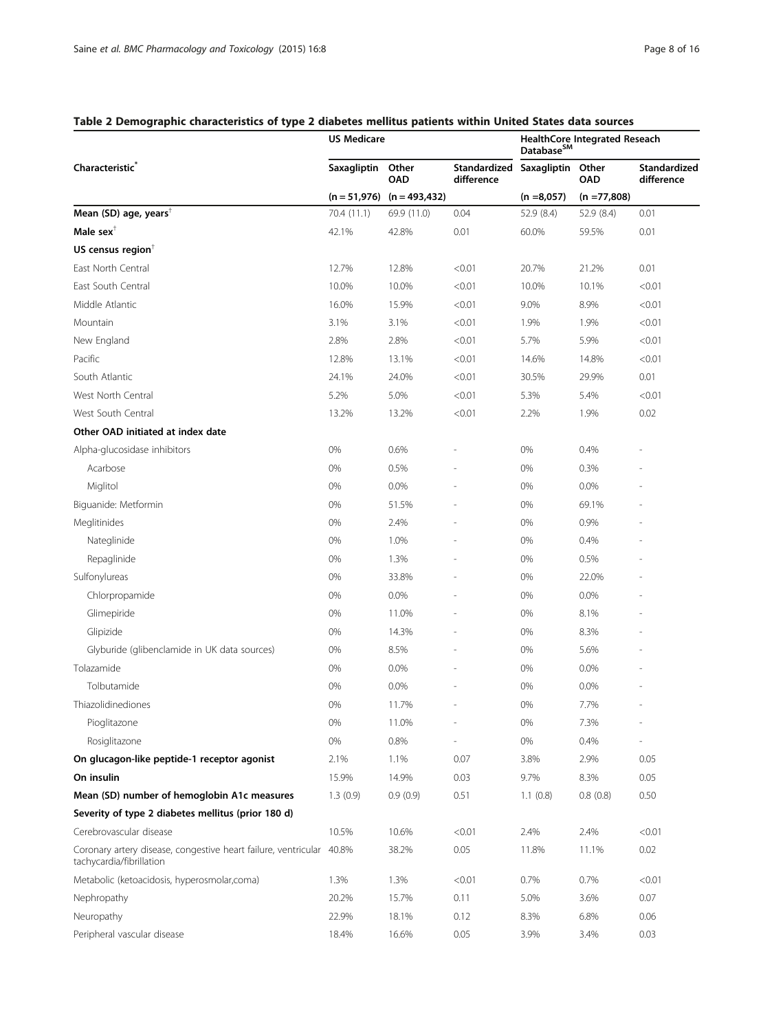**Table 2 Demographic characteristics of type 2 diabetes mellitus patients within United States data sources**

| Characteristic* | US Medicare | | | HealthCore Integrated Reseach Database[SM] | | |
|---|---|---|---|---|---|---|
| | Saxagliptin | Other OAD | Standardized difference | Saxagliptin | Other OAD | Standardized difference |
| | (n = 51,976) | (n = 493,432) | | (n =8,057) | (n =77,808) | |
| **Mean (SD) age, years**[†] | 70.4 (11.1) | 69.9 (11.0) | 0.04 | 52.9 (8.4) | 52.9 (8.4) | 0.01 |
| **Male sex**[†] | 42.1% | 42.8% | 0.01 | 60.0% | 59.5% | 0.01 |
| **US census region**[†] | | | | | | |
| East North Central | 12.7% | 12.8% | <0.01 | 20.7% | 21.2% | 0.01 |
| East South Central | 10.0% | 10.0% | <0.01 | 10.0% | 10.1% | <0.01 |
| Middle Atlantic | 16.0% | 15.9% | <0.01 | 9.0% | 8.9% | <0.01 |
| Mountain | 3.1% | 3.1% | <0.01 | 1.9% | 1.9% | <0.01 |
| New England | 2.8% | 2.8% | <0.01 | 5.7% | 5.9% | <0.01 |
| Pacific | 12.8% | 13.1% | <0.01 | 14.6% | 14.8% | <0.01 |
| South Atlantic | 24.1% | 24.0% | <0.01 | 30.5% | 29.9% | 0.01 |
| West North Central | 5.2% | 5.0% | <0.01 | 5.3% | 5.4% | <0.01 |
| West South Central | 13.2% | 13.2% | <0.01 | 2.2% | 1.9% | 0.02 |
| **Other OAD initiated at index date** | | | | | | |
| Alpha-glucosidase inhibitors | 0% | 0.6% | - | 0% | 0.4% | - |
| Acarbose | 0% | 0.5% | - | 0% | 0.3% | - |
| Miglitol | 0% | 0.0% | - | 0% | 0.0% | - |
| Biguanide: Metformin | 0% | 51.5% | - | 0% | 69.1% | - |
| Meglitinides | 0% | 2.4% | - | 0% | 0.9% | - |
| Nateglinide | 0% | 1.0% | - | 0% | 0.4% | - |
| Repaglinide | 0% | 1.3% | - | 0% | 0.5% | - |
| Sulfonylureas | 0% | 33.8% | - | 0% | 22.0% | - |
| Chlorpropamide | 0% | 0.0% | - | 0% | 0.0% | - |
| Glimepiride | 0% | 11.0% | - | 0% | 8.1% | - |
| Glipizide | 0% | 14.3% | - | 0% | 8.3% | - |
| Glyburide (glibenclamide in UK data sources) | 0% | 8.5% | - | 0% | 5.6% | - |
| Tolazamide | 0% | 0.0% | - | 0% | 0.0% | - |
| Tolbutamide | 0% | 0.0% | - | 0% | 0.0% | - |
| Thiazolidinediones | 0% | 11.7% | - | 0% | 7.7% | - |
| Pioglitazone | 0% | 11.0% | - | 0% | 7.3% | - |
| Rosiglitazone | 0% | 0.8% | - | 0% | 0.4% | - |
| **On glucagon-like peptide-1 receptor agonist** | 2.1% | 1.1% | 0.07 | 3.8% | 2.9% | 0.05 |
| **On insulin** | 15.9% | 14.9% | 0.03 | 9.7% | 8.3% | 0.05 |
| **Mean (SD) number of hemoglobin A1c measures** | 1.3 (0.9) | 0.9 (0.9) | 0.51 | 1.1 (0.8) | 0.8 (0.8) | 0.50 |
| **Severity of type 2 diabetes mellitus (prior 180 d)** | | | | | | |
| Cerebrovascular disease | 10.5% | 10.6% | <0.01 | 2.4% | 2.4% | <0.01 |
| Coronary artery disease, congestive heart failure, ventricular tachycardia/fibrillation | 40.8% | 38.2% | 0.05 | 11.8% | 11.1% | 0.02 |
| Metabolic (ketoacidosis, hyperosmolar,coma) | 1.3% | 1.3% | <0.01 | 0.7% | 0.7% | <0.01 |
| Nephropathy | 20.2% | 15.7% | 0.11 | 5.0% | 3.6% | 0.07 |
| Neuropathy | 22.9% | 18.1% | 0.12 | 8.3% | 6.8% | 0.06 |
| Peripheral vascular disease | 18.4% | 16.6% | 0.05 | 3.9% | 3.4% | 0.03 |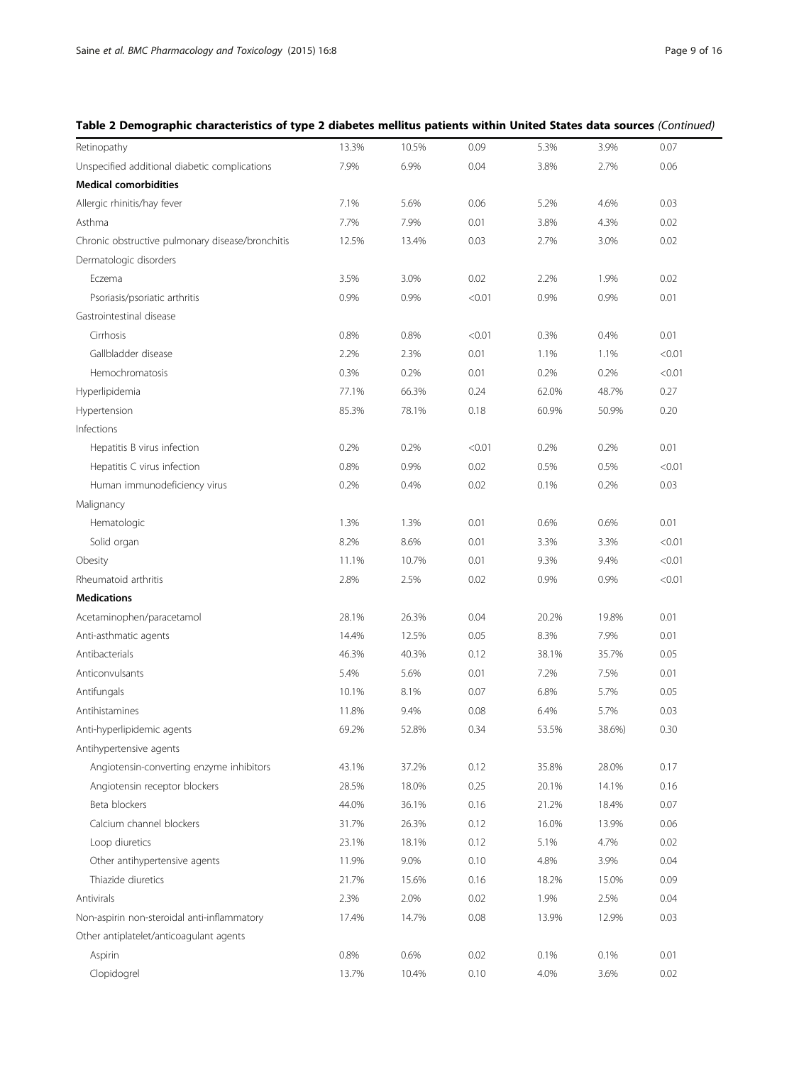**Table 2 Demographic characteristics of type 2 diabetes mellitus patients within United States data sources** *(Continued)*

| | | | | | | |
|---|---|---|---|---|---|---|
| Retinopathy | 13.3% | 10.5% | 0.09 | 5.3% | 3.9% | 0.07 |
| Unspecified additional diabetic complications | 7.9% | 6.9% | 0.04 | 3.8% | 2.7% | 0.06 |
| **Medical comorbidities** | | | | | | |
| Allergic rhinitis/hay fever | 7.1% | 5.6% | 0.06 | 5.2% | 4.6% | 0.03 |
| Asthma | 7.7% | 7.9% | 0.01 | 3.8% | 4.3% | 0.02 |
| Chronic obstructive pulmonary disease/bronchitis | 12.5% | 13.4% | 0.03 | 2.7% | 3.0% | 0.02 |
| Dermatologic disorders | | | | | | |
| Eczema | 3.5% | 3.0% | 0.02 | 2.2% | 1.9% | 0.02 |
| Psoriasis/psoriatic arthritis | 0.9% | 0.9% | <0.01 | 0.9% | 0.9% | 0.01 |
| Gastrointestinal disease | | | | | | |
| Cirrhosis | 0.8% | 0.8% | <0.01 | 0.3% | 0.4% | 0.01 |
| Gallbladder disease | 2.2% | 2.3% | 0.01 | 1.1% | 1.1% | <0.01 |
| Hemochromatosis | 0.3% | 0.2% | 0.01 | 0.2% | 0.2% | <0.01 |
| Hyperlipidemia | 77.1% | 66.3% | 0.24 | 62.0% | 48.7% | 0.27 |
| Hypertension | 85.3% | 78.1% | 0.18 | 60.9% | 50.9% | 0.20 |
| Infections | | | | | | |
| Hepatitis B virus infection | 0.2% | 0.2% | <0.01 | 0.2% | 0.2% | 0.01 |
| Hepatitis C virus infection | 0.8% | 0.9% | 0.02 | 0.5% | 0.5% | <0.01 |
| Human immunodeficiency virus | 0.2% | 0.4% | 0.02 | 0.1% | 0.2% | 0.03 |
| Malignancy | | | | | | |
| Hematologic | 1.3% | 1.3% | 0.01 | 0.6% | 0.6% | 0.01 |
| Solid organ | 8.2% | 8.6% | 0.01 | 3.3% | 3.3% | <0.01 |
| Obesity | 11.1% | 10.7% | 0.01 | 9.3% | 9.4% | <0.01 |
| Rheumatoid arthritis | 2.8% | 2.5% | 0.02 | 0.9% | 0.9% | <0.01 |
| **Medications** | | | | | | |
| Acetaminophen/paracetamol | 28.1% | 26.3% | 0.04 | 20.2% | 19.8% | 0.01 |
| Anti-asthmatic agents | 14.4% | 12.5% | 0.05 | 8.3% | 7.9% | 0.01 |
| Antibacterials | 46.3% | 40.3% | 0.12 | 38.1% | 35.7% | 0.05 |
| Anticonvulsants | 5.4% | 5.6% | 0.01 | 7.2% | 7.5% | 0.01 |
| Antifungals | 10.1% | 8.1% | 0.07 | 6.8% | 5.7% | 0.05 |
| Antihistamines | 11.8% | 9.4% | 0.08 | 6.4% | 5.7% | 0.03 |
| Anti-hyperlipidemic agents | 69.2% | 52.8% | 0.34 | 53.5% | 38.6%) | 0.30 |
| Antihypertensive agents | | | | | | |
| Angiotensin-converting enzyme inhibitors | 43.1% | 37.2% | 0.12 | 35.8% | 28.0% | 0.17 |
| Angiotensin receptor blockers | 28.5% | 18.0% | 0.25 | 20.1% | 14.1% | 0.16 |
| Beta blockers | 44.0% | 36.1% | 0.16 | 21.2% | 18.4% | 0.07 |
| Calcium channel blockers | 31.7% | 26.3% | 0.12 | 16.0% | 13.9% | 0.06 |
| Loop diuretics | 23.1% | 18.1% | 0.12 | 5.1% | 4.7% | 0.02 |
| Other antihypertensive agents | 11.9% | 9.0% | 0.10 | 4.8% | 3.9% | 0.04 |
| Thiazide diuretics | 21.7% | 15.6% | 0.16 | 18.2% | 15.0% | 0.09 |
| Antivirals | 2.3% | 2.0% | 0.02 | 1.9% | 2.5% | 0.04 |
| Non-aspirin non-steroidal anti-inflammatory | 17.4% | 14.7% | 0.08 | 13.9% | 12.9% | 0.03 |
| Other antiplatelet/anticoagulant agents | | | | | | |
| Aspirin | 0.8% | 0.6% | 0.02 | 0.1% | 0.1% | 0.01 |
| Clopidogrel | 13.7% | 10.4% | 0.10 | 4.0% | 3.6% | 0.02 |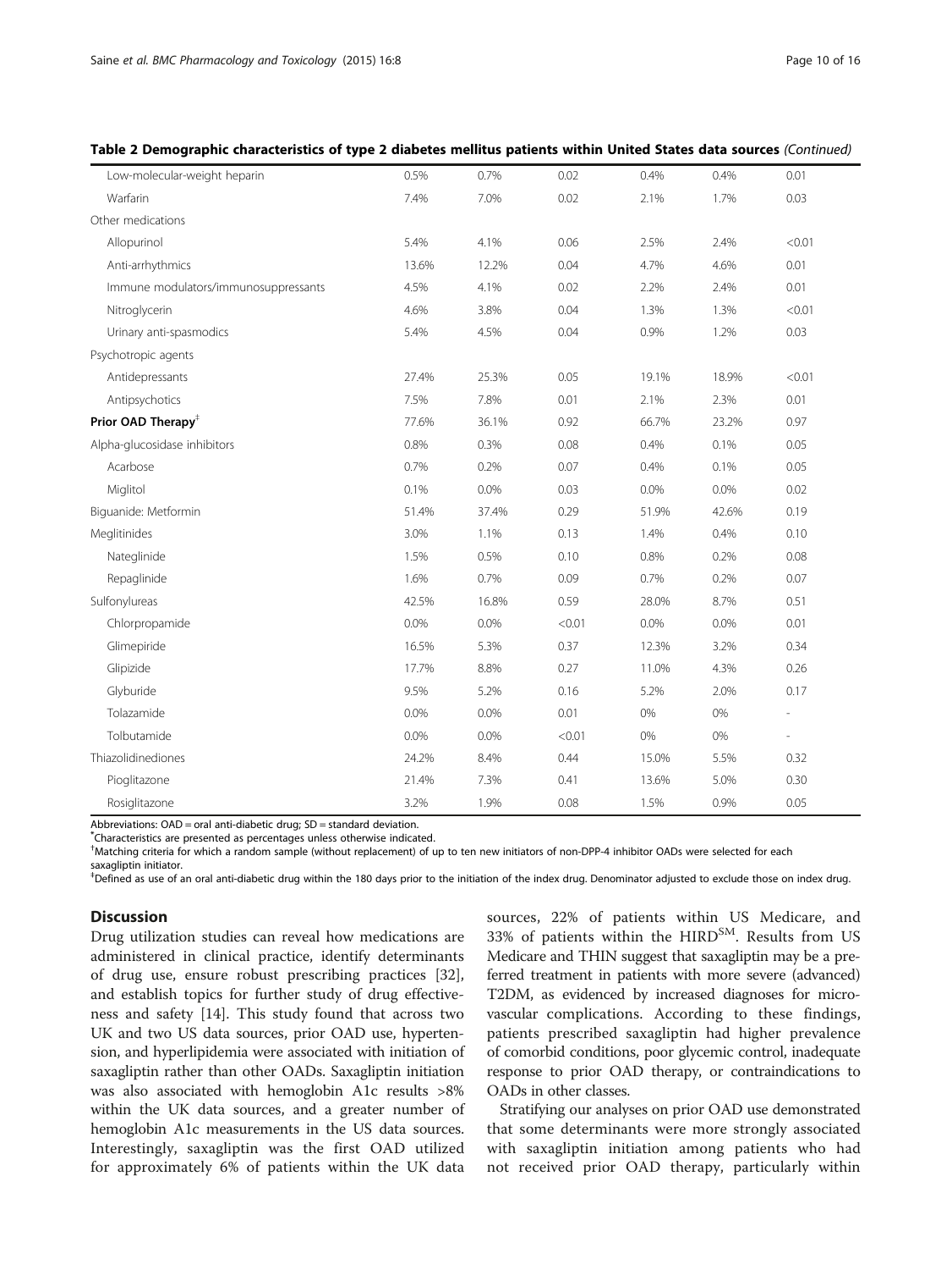**Table 2 Demographic characteristics of type 2 diabetes mellitus patients within United States data sources** *(Continued)*

| | | | | | | |
|---|---|---|---|---|---|---|
| Low-molecular-weight heparin | 0.5% | 0.7% | 0.02 | 0.4% | 0.4% | 0.01 |
| Warfarin | 7.4% | 7.0% | 0.02 | 2.1% | 1.7% | 0.03 |
| Other medications | | | | | | |
| Allopurinol | 5.4% | 4.1% | 0.06 | 2.5% | 2.4% | <0.01 |
| Anti-arrhythmics | 13.6% | 12.2% | 0.04 | 4.7% | 4.6% | 0.01 |
| Immune modulators/immunosuppressants | 4.5% | 4.1% | 0.02 | 2.2% | 2.4% | 0.01 |
| Nitroglycerin | 4.6% | 3.8% | 0.04 | 1.3% | 1.3% | <0.01 |
| Urinary anti-spasmodics | 5.4% | 4.5% | 0.04 | 0.9% | 1.2% | 0.03 |
| Psychotropic agents | | | | | | |
| Antidepressants | 27.4% | 25.3% | 0.05 | 19.1% | 18.9% | <0.01 |
| Antipsychotics | 7.5% | 7.8% | 0.01 | 2.1% | 2.3% | 0.01 |
| **Prior OAD Therapy**[‡] | 77.6% | 36.1% | 0.92 | 66.7% | 23.2% | 0.97 |
| Alpha-glucosidase inhibitors | 0.8% | 0.3% | 0.08 | 0.4% | 0.1% | 0.05 |
| Acarbose | 0.7% | 0.2% | 0.07 | 0.4% | 0.1% | 0.05 |
| Miglitol | 0.1% | 0.0% | 0.03 | 0.0% | 0.0% | 0.02 |
| Biguanide: Metformin | 51.4% | 37.4% | 0.29 | 51.9% | 42.6% | 0.19 |
| Meglitinides | 3.0% | 1.1% | 0.13 | 1.4% | 0.4% | 0.10 |
| Nateglinide | 1.5% | 0.5% | 0.10 | 0.8% | 0.2% | 0.08 |
| Repaglinide | 1.6% | 0.7% | 0.09 | 0.7% | 0.2% | 0.07 |
| Sulfonylureas | 42.5% | 16.8% | 0.59 | 28.0% | 8.7% | 0.51 |
| Chlorpropamide | 0.0% | 0.0% | <0.01 | 0.0% | 0.0% | 0.01 |
| Glimepiride | 16.5% | 5.3% | 0.37 | 12.3% | 3.2% | 0.34 |
| Glipizide | 17.7% | 8.8% | 0.27 | 11.0% | 4.3% | 0.26 |
| Glyburide | 9.5% | 5.2% | 0.16 | 5.2% | 2.0% | 0.17 |
| Tolazamide | 0.0% | 0.0% | 0.01 | 0% | 0% | - |
| Tolbutamide | 0.0% | 0.0% | <0.01 | 0% | 0% | - |
| Thiazolidinediones | 24.2% | 8.4% | 0.44 | 15.0% | 5.5% | 0.32 |
| Pioglitazone | 21.4% | 7.3% | 0.41 | 13.6% | 5.0% | 0.30 |
| Rosiglitazone | 3.2% | 1.9% | 0.08 | 1.5% | 0.9% | 0.05 |

Abbreviations: OAD = oral anti-diabetic drug; SD = standard deviation.
*Characteristics are presented as percentages unless otherwise indicated.
†Matching criteria for which a random sample (without replacement) of up to ten new initiators of non-DPP-4 inhibitor OADs were selected for each saxagliptin initiator.
‡Defined as use of an oral anti-diabetic drug within the 180 days prior to the initiation of the index drug. Denominator adjusted to exclude those on index drug.

## Discussion

Drug utilization studies can reveal how medications are administered in clinical practice, identify determinants of drug use, ensure robust prescribing practices [32], and establish topics for further study of drug effectiveness and safety [14]. This study found that across two UK and two US data sources, prior OAD use, hypertension, and hyperlipidemia were associated with initiation of saxagliptin rather than other OADs. Saxagliptin initiation was also associated with hemoglobin A1c results >8% within the UK data sources, and a greater number of hemoglobin A1c measurements in the US data sources. Interestingly, saxagliptin was the first OAD utilized for approximately 6% of patients within the UK data sources, 22% of patients within US Medicare, and 33% of patients within the HIRD[SM]. Results from US Medicare and THIN suggest that saxagliptin may be a preferred treatment in patients with more severe (advanced) T2DM, as evidenced by increased diagnoses for microvascular complications. According to these findings, patients prescribed saxagliptin had higher prevalence of comorbid conditions, poor glycemic control, inadequate response to prior OAD therapy, or contraindications to OADs in other classes.

Stratifying our analyses on prior OAD use demonstrated that some determinants were more strongly associated with saxagliptin initiation among patients who had not received prior OAD therapy, particularly within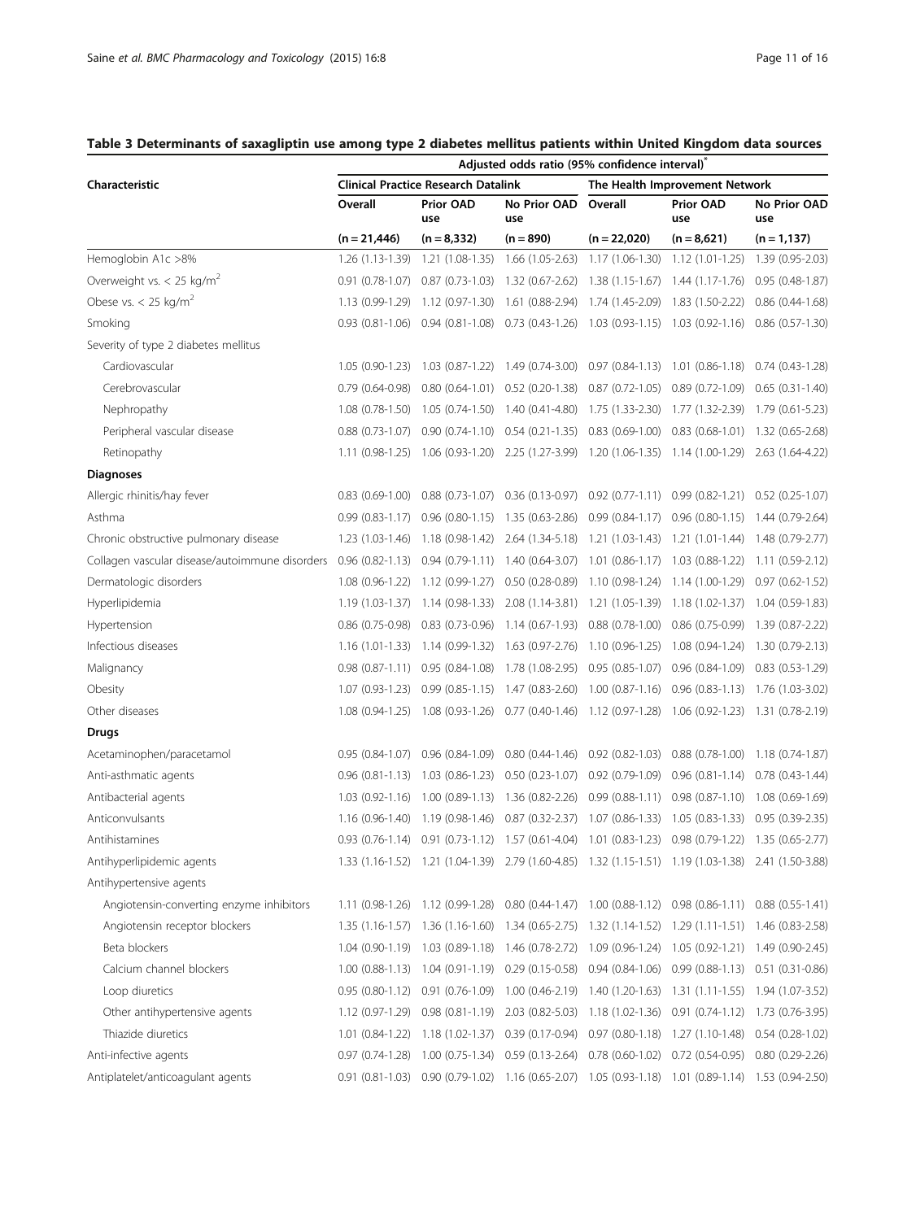## Table 3 Determinants of saxagliptin use among type 2 diabetes mellitus patients within United Kingdom data sources

| Characteristic | Adjusted odds ratio (95% confidence interval)* | | | | | |
|---|---|---|---|---|---|---|
| | Clinical Practice Research Datalink | | | The Health Improvement Network | | |
| | Overall | Prior OAD use | No Prior OAD use | Overall | Prior OAD use | No Prior OAD use |
| | (n = 21,446) | (n = 8,332) | (n = 890) | (n = 22,020) | (n = 8,621) | (n = 1,137) |
| Hemoglobin A1c >8% | 1.26 (1.13-1.39) | 1.21 (1.08-1.35) | 1.66 (1.05-2.63) | 1.17 (1.06-1.30) | 1.12 (1.01-1.25) | 1.39 (0.95-2.03) |
| Overweight vs. < 25 kg/m$^2$ | 0.91 (0.78-1.07) | 0.87 (0.73-1.03) | 1.32 (0.67-2.62) | 1.38 (1.15-1.67) | 1.44 (1.17-1.76) | 0.95 (0.48-1.87) |
| Obese vs. < 25 kg/m$^2$ | 1.13 (0.99-1.29) | 1.12 (0.97-1.30) | 1.61 (0.88-2.94) | 1.74 (1.45-2.09) | 1.83 (1.50-2.22) | 0.86 (0.44-1.68) |
| Smoking | 0.93 (0.81-1.06) | 0.94 (0.81-1.08) | 0.73 (0.43-1.26) | 1.03 (0.93-1.15) | 1.03 (0.92-1.16) | 0.86 (0.57-1.30) |
| Severity of type 2 diabetes mellitus | | | | | | |
| Cardiovascular | 1.05 (0.90-1.23) | 1.03 (0.87-1.22) | 1.49 (0.74-3.00) | 0.97 (0.84-1.13) | 1.01 (0.86-1.18) | 0.74 (0.43-1.28) |
| Cerebrovascular | 0.79 (0.64-0.98) | 0.80 (0.64-1.01) | 0.52 (0.20-1.38) | 0.87 (0.72-1.05) | 0.89 (0.72-1.09) | 0.65 (0.31-1.40) |
| Nephropathy | 1.08 (0.78-1.50) | 1.05 (0.74-1.50) | 1.40 (0.41-4.80) | 1.75 (1.33-2.30) | 1.77 (1.32-2.39) | 1.79 (0.61-5.23) |
| Peripheral vascular disease | 0.88 (0.73-1.07) | 0.90 (0.74-1.10) | 0.54 (0.21-1.35) | 0.83 (0.69-1.00) | 0.83 (0.68-1.01) | 1.32 (0.65-2.68) |
| Retinopathy | 1.11 (0.98-1.25) | 1.06 (0.93-1.20) | 2.25 (1.27-3.99) | 1.20 (1.06-1.35) | 1.14 (1.00-1.29) | 2.63 (1.64-4.22) |
| **Diagnoses** | | | | | | |
| Allergic rhinitis/hay fever | 0.83 (0.69-1.00) | 0.88 (0.73-1.07) | 0.36 (0.13-0.97) | 0.92 (0.77-1.11) | 0.99 (0.82-1.21) | 0.52 (0.25-1.07) |
| Asthma | 0.99 (0.83-1.17) | 0.96 (0.80-1.15) | 1.35 (0.63-2.86) | 0.99 (0.84-1.17) | 0.96 (0.80-1.15) | 1.44 (0.79-2.64) |
| Chronic obstructive pulmonary disease | 1.23 (1.03-1.46) | 1.18 (0.98-1.42) | 2.64 (1.34-5.18) | 1.21 (1.03-1.43) | 1.21 (1.01-1.44) | 1.48 (0.79-2.77) |
| Collagen vascular disease/autoimmune disorders | 0.96 (0.82-1.13) | 0.94 (0.79-1.11) | 1.40 (0.64-3.07) | 1.01 (0.86-1.17) | 1.03 (0.88-1.22) | 1.11 (0.59-2.12) |
| Dermatologic disorders | 1.08 (0.96-1.22) | 1.12 (0.99-1.27) | 0.50 (0.28-0.89) | 1.10 (0.98-1.24) | 1.14 (1.00-1.29) | 0.97 (0.62-1.52) |
| Hyperlipidemia | 1.19 (1.03-1.37) | 1.14 (0.98-1.33) | 2.08 (1.14-3.81) | 1.21 (1.05-1.39) | 1.18 (1.02-1.37) | 1.04 (0.59-1.83) |
| Hypertension | 0.86 (0.75-0.98) | 0.83 (0.73-0.96) | 1.14 (0.67-1.93) | 0.88 (0.78-1.00) | 0.86 (0.75-0.99) | 1.39 (0.87-2.22) |
| Infectious diseases | 1.16 (1.01-1.33) | 1.14 (0.99-1.32) | 1.63 (0.97-2.76) | 1.10 (0.96-1.25) | 1.08 (0.94-1.24) | 1.30 (0.79-2.13) |
| Malignancy | 0.98 (0.87-1.11) | 0.95 (0.84-1.08) | 1.78 (1.08-2.95) | 0.95 (0.85-1.07) | 0.96 (0.84-1.09) | 0.83 (0.53-1.29) |
| Obesity | 1.07 (0.93-1.23) | 0.99 (0.85-1.15) | 1.47 (0.83-2.60) | 1.00 (0.87-1.16) | 0.96 (0.83-1.13) | 1.76 (1.03-3.02) |
| Other diseases | 1.08 (0.94-1.25) | 1.08 (0.93-1.26) | 0.77 (0.40-1.46) | 1.12 (0.97-1.28) | 1.06 (0.92-1.23) | 1.31 (0.78-2.19) |
| **Drugs** | | | | | | |
| Acetaminophen/paracetamol | 0.95 (0.84-1.07) | 0.96 (0.84-1.09) | 0.80 (0.44-1.46) | 0.92 (0.82-1.03) | 0.88 (0.78-1.00) | 1.18 (0.74-1.87) |
| Anti-asthmatic agents | 0.96 (0.81-1.13) | 1.03 (0.86-1.23) | 0.50 (0.23-1.07) | 0.92 (0.79-1.09) | 0.96 (0.81-1.14) | 0.78 (0.43-1.44) |
| Antibacterial agents | 1.03 (0.92-1.16) | 1.00 (0.89-1.13) | 1.36 (0.82-2.26) | 0.99 (0.88-1.11) | 0.98 (0.87-1.10) | 1.08 (0.69-1.69) |
| Anticonvulsants | 1.16 (0.96-1.40) | 1.19 (0.98-1.46) | 0.87 (0.32-2.37) | 1.07 (0.86-1.33) | 1.05 (0.83-1.33) | 0.95 (0.39-2.35) |
| Antihistamines | 0.93 (0.76-1.14) | 0.91 (0.73-1.12) | 1.57 (0.61-4.04) | 1.01 (0.83-1.23) | 0.98 (0.79-1.22) | 1.35 (0.65-2.77) |
| Antihyperlipidemic agents | 1.33 (1.16-1.52) | 1.21 (1.04-1.39) | 2.79 (1.60-4.85) | 1.32 (1.15-1.51) | 1.19 (1.03-1.38) | 2.41 (1.50-3.88) |
| Antihypertensive agents | | | | | | |
| Angiotensin-converting enzyme inhibitors | 1.11 (0.98-1.26) | 1.12 (0.99-1.28) | 0.80 (0.44-1.47) | 1.00 (0.88-1.12) | 0.98 (0.86-1.11) | 0.88 (0.55-1.41) |
| Angiotensin receptor blockers | 1.35 (1.16-1.57) | 1.36 (1.16-1.60) | 1.34 (0.65-2.75) | 1.32 (1.14-1.52) | 1.29 (1.11-1.51) | 1.46 (0.83-2.58) |
| Beta blockers | 1.04 (0.90-1.19) | 1.03 (0.89-1.18) | 1.46 (0.78-2.72) | 1.09 (0.96-1.24) | 1.05 (0.92-1.21) | 1.49 (0.90-2.45) |
| Calcium channel blockers | 1.00 (0.88-1.13) | 1.04 (0.91-1.19) | 0.29 (0.15-0.58) | 0.94 (0.84-1.06) | 0.99 (0.88-1.13) | 0.51 (0.31-0.86) |
| Loop diuretics | 0.95 (0.80-1.12) | 0.91 (0.76-1.09) | 1.00 (0.46-2.19) | 1.40 (1.20-1.63) | 1.31 (1.11-1.55) | 1.94 (1.07-3.52) |
| Other antihypertensive agents | 1.12 (0.97-1.29) | 0.98 (0.81-1.19) | 2.03 (0.82-5.03) | 1.18 (1.02-1.36) | 0.91 (0.74-1.12) | 1.73 (0.76-3.95) |
| Thiazide diuretics | 1.01 (0.84-1.22) | 1.18 (1.02-1.37) | 0.39 (0.17-0.94) | 0.97 (0.80-1.18) | 1.27 (1.10-1.48) | 0.54 (0.28-1.02) |
| Anti-infective agents | 0.97 (0.74-1.28) | 1.00 (0.75-1.34) | 0.59 (0.13-2.64) | 0.78 (0.60-1.02) | 0.72 (0.54-0.95) | 0.80 (0.29-2.26) |
| Antiplatelet/anticoagulant agents | 0.91 (0.81-1.03) | 0.90 (0.79-1.02) | 1.16 (0.65-2.07) | 1.05 (0.93-1.18) | 1.01 (0.89-1.14) | 1.53 (0.94-2.50) |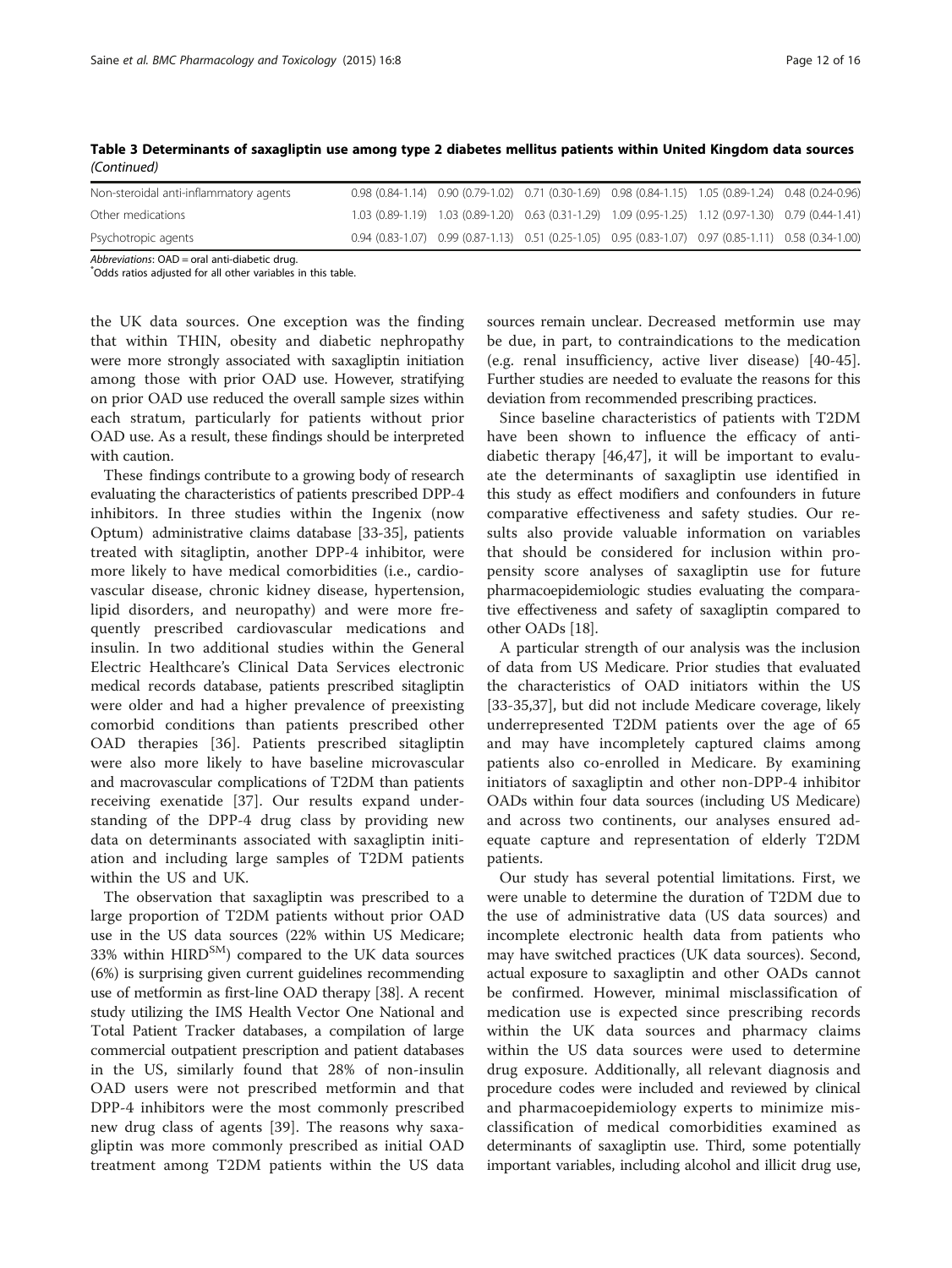**Table 3 Determinants of saxagliptin use among type 2 diabetes mellitus patients within United Kingdom data sources** *(Continued)*

| | | | | | | |
|---|---|---|---|---|---|---|
| Non-steroidal anti-inflammatory agents | 0.98 (0.84-1.14) | 0.90 (0.79-1.02) | 0.71 (0.30-1.69) | 0.98 (0.84-1.15) | 1.05 (0.89-1.24) | 0.48 (0.24-0.96) |
| Other medications | 1.03 (0.89-1.19) | 1.03 (0.89-1.20) | 0.63 (0.31-1.29) | 1.09 (0.95-1.25) | 1.12 (0.97-1.30) | 0.79 (0.44-1.41) |
| Psychotropic agents | 0.94 (0.83-1.07) | 0.99 (0.87-1.13) | 0.51 (0.25-1.05) | 0.95 (0.83-1.07) | 0.97 (0.85-1.11) | 0.58 (0.34-1.00) |

*Abbreviations*: OAD = oral anti-diabetic drug.
*Odds ratios adjusted for all other variables in this table.

the UK data sources. One exception was the finding that within THIN, obesity and diabetic nephropathy were more strongly associated with saxagliptin initiation among those with prior OAD use. However, stratifying on prior OAD use reduced the overall sample sizes within each stratum, particularly for patients without prior OAD use. As a result, these findings should be interpreted with caution.

These findings contribute to a growing body of research evaluating the characteristics of patients prescribed DPP-4 inhibitors. In three studies within the Ingenix (now Optum) administrative claims database [33-35], patients treated with sitagliptin, another DPP-4 inhibitor, were more likely to have medical comorbidities (i.e., cardiovascular disease, chronic kidney disease, hypertension, lipid disorders, and neuropathy) and were more frequently prescribed cardiovascular medications and insulin. In two additional studies within the General Electric Healthcare's Clinical Data Services electronic medical records database, patients prescribed sitagliptin were older and had a higher prevalence of preexisting comorbid conditions than patients prescribed other OAD therapies [36]. Patients prescribed sitagliptin were also more likely to have baseline microvascular and macrovascular complications of T2DM than patients receiving exenatide [37]. Our results expand understanding of the DPP-4 drug class by providing new data on determinants associated with saxagliptin initiation and including large samples of T2DM patients within the US and UK.

The observation that saxagliptin was prescribed to a large proportion of T2DM patients without prior OAD use in the US data sources (22% within US Medicare; 33% within HIRD[SM]) compared to the UK data sources (6%) is surprising given current guidelines recommending use of metformin as first-line OAD therapy [38]. A recent study utilizing the IMS Health Vector One National and Total Patient Tracker databases, a compilation of large commercial outpatient prescription and patient databases in the US, similarly found that 28% of non-insulin OAD users were not prescribed metformin and that DPP-4 inhibitors were the most commonly prescribed new drug class of agents [39]. The reasons why saxagliptin was more commonly prescribed as initial OAD treatment among T2DM patients within the US data sources remain unclear. Decreased metformin use may be due, in part, to contraindications to the medication (e.g. renal insufficiency, active liver disease) [40-45]. Further studies are needed to evaluate the reasons for this deviation from recommended prescribing practices.

Since baseline characteristics of patients with T2DM have been shown to influence the efficacy of antidiabetic therapy [46,47], it will be important to evaluate the determinants of saxagliptin use identified in this study as effect modifiers and confounders in future comparative effectiveness and safety studies. Our results also provide valuable information on variables that should be considered for inclusion within propensity score analyses of saxagliptin use for future pharmacoepidemiologic studies evaluating the comparative effectiveness and safety of saxagliptin compared to other OADs [18].

A particular strength of our analysis was the inclusion of data from US Medicare. Prior studies that evaluated the characteristics of OAD initiators within the US [33-35,37], but did not include Medicare coverage, likely underrepresented T2DM patients over the age of 65 and may have incompletely captured claims among patients also co-enrolled in Medicare. By examining initiators of saxagliptin and other non-DPP-4 inhibitor OADs within four data sources (including US Medicare) and across two continents, our analyses ensured adequate capture and representation of elderly T2DM patients.

Our study has several potential limitations. First, we were unable to determine the duration of T2DM due to the use of administrative data (US data sources) and incomplete electronic health data from patients who may have switched practices (UK data sources). Second, actual exposure to saxagliptin and other OADs cannot be confirmed. However, minimal misclassification of medication use is expected since prescribing records within the UK data sources and pharmacy claims within the US data sources were used to determine drug exposure. Additionally, all relevant diagnosis and procedure codes were included and reviewed by clinical and pharmacoepidemiology experts to minimize misclassification of medical comorbidities examined as determinants of saxagliptin use. Third, some potentially important variables, including alcohol and illicit drug use,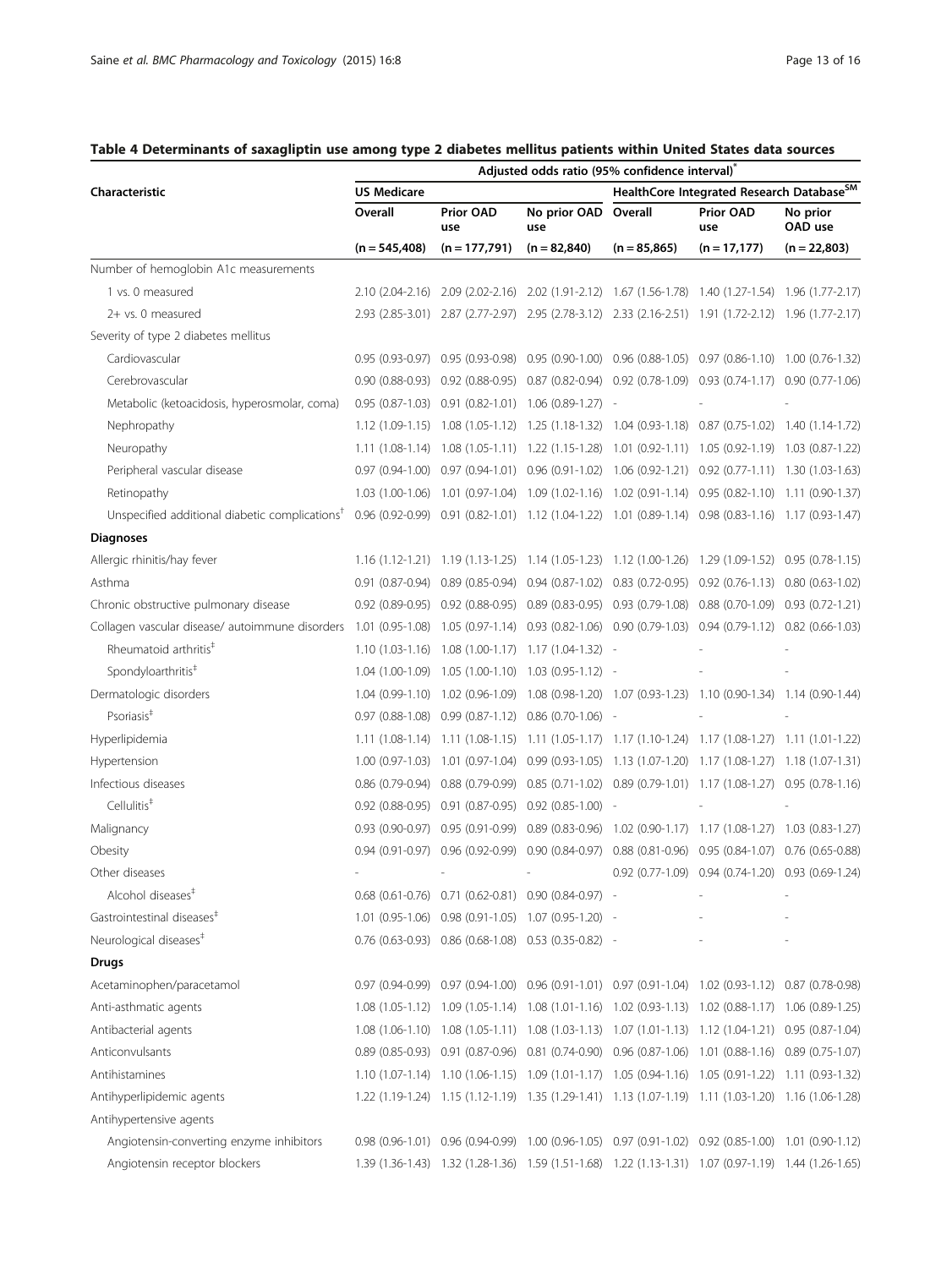## Table 4 Determinants of saxagliptin use among type 2 diabetes mellitus patients within United States data sources

| Characteristic | Adjusted odds ratio (95% confidence interval)* | | | | | |
|---|---|---|---|---|---|---|
| | US Medicare | | | HealthCore Integrated Research Database[SM] | | |
| | Overall | Prior OAD use | No prior OAD use | Overall | Prior OAD use | No prior OAD use |
| | (n = 545,408) | (n = 177,791) | (n = 82,840) | (n = 85,865) | (n = 17,177) | (n = 22,803) |
| Number of hemoglobin A1c measurements | | | | | | |
| 1 vs. 0 measured | 2.10 (2.04-2.16) | 2.09 (2.02-2.16) | 2.02 (1.91-2.12) | 1.67 (1.56-1.78) | 1.40 (1.27-1.54) | 1.96 (1.77-2.17) |
| 2+ vs. 0 measured | 2.93 (2.85-3.01) | 2.87 (2.77-2.97) | 2.95 (2.78-3.12) | 2.33 (2.16-2.51) | 1.91 (1.72-2.12) | 1.96 (1.77-2.17) |
| Severity of type 2 diabetes mellitus | | | | | | |
| Cardiovascular | 0.95 (0.93-0.97) | 0.95 (0.93-0.98) | 0.95 (0.90-1.00) | 0.96 (0.88-1.05) | 0.97 (0.86-1.10) | 1.00 (0.76-1.32) |
| Cerebrovascular | 0.90 (0.88-0.93) | 0.92 (0.88-0.95) | 0.87 (0.82-0.94) | 0.92 (0.78-1.09) | 0.93 (0.74-1.17) | 0.90 (0.77-1.06) |
| Metabolic (ketoacidosis, hyperosmolar, coma) | 0.95 (0.87-1.03) | 0.91 (0.82-1.01) | 1.06 (0.89-1.27) | - | - | - |
| Nephropathy | 1.12 (1.09-1.15) | 1.08 (1.05-1.12) | 1.25 (1.18-1.32) | 1.04 (0.93-1.18) | 0.87 (0.75-1.02) | 1.40 (1.14-1.72) |
| Neuropathy | 1.11 (1.08-1.14) | 1.08 (1.05-1.11) | 1.22 (1.15-1.28) | 1.01 (0.92-1.11) | 1.05 (0.92-1.19) | 1.03 (0.87-1.22) |
| Peripheral vascular disease | 0.97 (0.94-1.00) | 0.97 (0.94-1.01) | 0.96 (0.91-1.02) | 1.06 (0.92-1.21) | 0.92 (0.77-1.11) | 1.30 (1.03-1.63) |
| Retinopathy | 1.03 (1.00-1.06) | 1.01 (0.97-1.04) | 1.09 (1.02-1.16) | 1.02 (0.91-1.14) | 0.95 (0.82-1.10) | 1.11 (0.90-1.37) |
| Unspecified additional diabetic complications† | 0.96 (0.92-0.99) | 0.91 (0.82-1.01) | 1.12 (1.04-1.22) | 1.01 (0.89-1.14) | 0.98 (0.83-1.16) | 1.17 (0.93-1.47) |
| **Diagnoses** | | | | | | |
| Allergic rhinitis/hay fever | 1.16 (1.12-1.21) | 1.19 (1.13-1.25) | 1.14 (1.05-1.23) | 1.12 (1.00-1.26) | 1.29 (1.09-1.52) | 0.95 (0.78-1.15) |
| Asthma | 0.91 (0.87-0.94) | 0.89 (0.85-0.94) | 0.94 (0.87-1.02) | 0.83 (0.72-0.95) | 0.92 (0.76-1.13) | 0.80 (0.63-1.02) |
| Chronic obstructive pulmonary disease | 0.92 (0.89-0.95) | 0.92 (0.88-0.95) | 0.89 (0.83-0.95) | 0.93 (0.79-1.08) | 0.88 (0.70-1.09) | 0.93 (0.72-1.21) |
| Collagen vascular disease/ autoimmune disorders | 1.01 (0.95-1.08) | 1.05 (0.97-1.14) | 0.93 (0.82-1.06) | 0.90 (0.79-1.03) | 0.94 (0.79-1.12) | 0.82 (0.66-1.03) |
| Rheumatoid arthritis‡ | 1.10 (1.03-1.16) | 1.08 (1.00-1.17) | 1.17 (1.04-1.32) | - | - | - |
| Spondyloarthritis‡ | 1.04 (1.00-1.09) | 1.05 (1.00-1.10) | 1.03 (0.95-1.12) | - | - | - |
| Dermatologic disorders | 1.04 (0.99-1.10) | 1.02 (0.96-1.09) | 1.08 (0.98-1.20) | 1.07 (0.93-1.23) | 1.10 (0.90-1.34) | 1.14 (0.90-1.44) |
| Psoriasis‡ | 0.97 (0.88-1.08) | 0.99 (0.87-1.12) | 0.86 (0.70-1.06) | - | - | - |
| Hyperlipidemia | 1.11 (1.08-1.14) | 1.11 (1.08-1.15) | 1.11 (1.05-1.17) | 1.17 (1.10-1.24) | 1.17 (1.08-1.27) | 1.11 (1.01-1.22) |
| Hypertension | 1.00 (0.97-1.03) | 1.01 (0.97-1.04) | 0.99 (0.93-1.05) | 1.13 (1.07-1.20) | 1.17 (1.08-1.27) | 1.18 (1.07-1.31) |
| Infectious diseases | 0.86 (0.79-0.94) | 0.88 (0.79-0.99) | 0.85 (0.71-1.02) | 0.89 (0.79-1.01) | 1.17 (1.08-1.27) | 0.95 (0.78-1.16) |
| Cellulitis‡ | 0.92 (0.88-0.95) | 0.91 (0.87-0.95) | 0.92 (0.85-1.00) | - | - | - |
| Malignancy | 0.93 (0.90-0.97) | 0.95 (0.91-0.99) | 0.89 (0.83-0.96) | 1.02 (0.90-1.17) | 1.17 (1.08-1.27) | 1.03 (0.83-1.27) |
| Obesity | 0.94 (0.91-0.97) | 0.96 (0.92-0.99) | 0.90 (0.84-0.97) | 0.88 (0.81-0.96) | 0.95 (0.84-1.07) | 0.76 (0.65-0.88) |
| Other diseases | - | - | - | 0.92 (0.77-1.09) | 0.94 (0.74-1.20) | 0.93 (0.69-1.24) |
| Alcohol diseases‡ | 0.68 (0.61-0.76) | 0.71 (0.62-0.81) | 0.90 (0.84-0.97) | - | - | - |
| Gastrointestinal diseases‡ | 1.01 (0.95-1.06) | 0.98 (0.91-1.05) | 1.07 (0.95-1.20) | - | - | - |
| Neurological diseases‡ | 0.76 (0.63-0.93) | 0.86 (0.68-1.08) | 0.53 (0.35-0.82) | - | - | - |
| **Drugs** | | | | | | |
| Acetaminophen/paracetamol | 0.97 (0.94-0.99) | 0.97 (0.94-1.00) | 0.96 (0.91-1.01) | 0.97 (0.91-1.04) | 1.02 (0.93-1.12) | 0.87 (0.78-0.98) |
| Anti-asthmatic agents | 1.08 (1.05-1.12) | 1.09 (1.05-1.14) | 1.08 (1.01-1.16) | 1.02 (0.93-1.13) | 1.02 (0.88-1.17) | 1.06 (0.89-1.25) |
| Antibacterial agents | 1.08 (1.06-1.10) | 1.08 (1.05-1.11) | 1.08 (1.03-1.13) | 1.07 (1.01-1.13) | 1.12 (1.04-1.21) | 0.95 (0.87-1.04) |
| Anticonvulsants | 0.89 (0.85-0.93) | 0.91 (0.87-0.96) | 0.81 (0.74-0.90) | 0.96 (0.87-1.06) | 1.01 (0.88-1.16) | 0.89 (0.75-1.07) |
| Antihistamines | 1.10 (1.07-1.14) | 1.10 (1.06-1.15) | 1.09 (1.01-1.17) | 1.05 (0.94-1.16) | 1.05 (0.91-1.22) | 1.11 (0.93-1.32) |
| Antihyperlipidemic agents | 1.22 (1.19-1.24) | 1.15 (1.12-1.19) | 1.35 (1.29-1.41) | 1.13 (1.07-1.19) | 1.11 (1.03-1.20) | 1.16 (1.06-1.28) |
| Antihypertensive agents | | | | | | |
| Angiotensin-converting enzyme inhibitors | 0.98 (0.96-1.01) | 0.96 (0.94-0.99) | 1.00 (0.96-1.05) | 0.97 (0.91-1.02) | 0.92 (0.85-1.00) | 1.01 (0.90-1.12) |
| Angiotensin receptor blockers | 1.39 (1.36-1.43) | 1.32 (1.28-1.36) | 1.59 (1.51-1.68) | 1.22 (1.13-1.31) | 1.07 (0.97-1.19) | 1.44 (1.26-1.65) |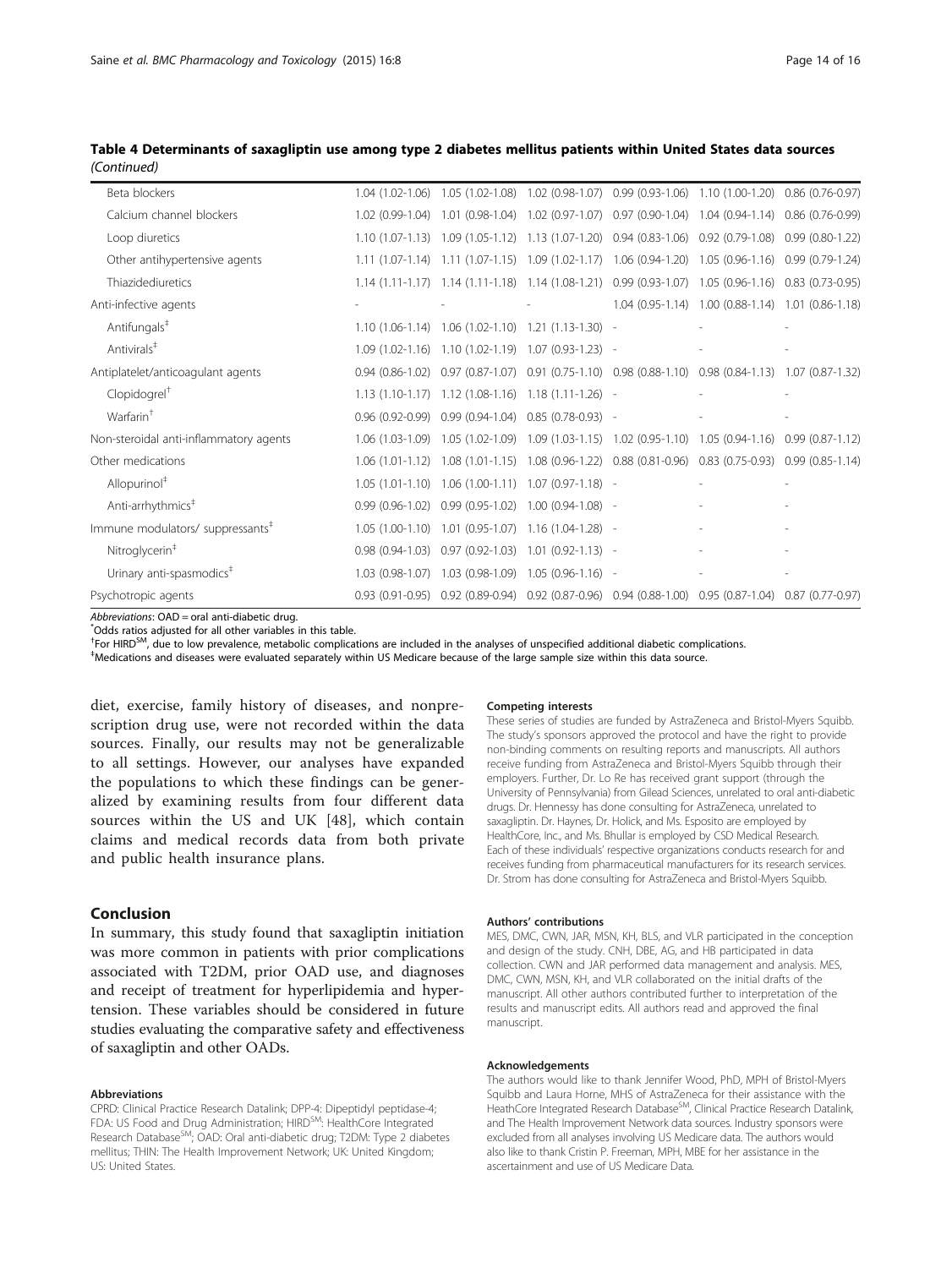**Table 4 Determinants of saxagliptin use among type 2 diabetes mellitus patients within United States data sources** *(Continued)*

| | | | | | | |
|---|---|---|---|---|---|---|
| Beta blockers | 1.04 (1.02-1.06) | 1.05 (1.02-1.08) | 1.02 (0.98-1.07) | 0.99 (0.93-1.06) | 1.10 (1.00-1.20) | 0.86 (0.76-0.97) |
| Calcium channel blockers | 1.02 (0.99-1.04) | 1.01 (0.98-1.04) | 1.02 (0.97-1.07) | 0.97 (0.90-1.04) | 1.04 (0.94-1.14) | 0.86 (0.76-0.99) |
| Loop diuretics | 1.10 (1.07-1.13) | 1.09 (1.05-1.12) | 1.13 (1.07-1.20) | 0.94 (0.83-1.06) | 0.92 (0.79-1.08) | 0.99 (0.80-1.22) |
| Other antihypertensive agents | 1.11 (1.07-1.14) | 1.11 (1.07-1.15) | 1.09 (1.02-1.17) | 1.06 (0.94-1.20) | 1.05 (0.96-1.16) | 0.99 (0.79-1.24) |
| Thiazidediuretics | 1.14 (1.11-1.17) | 1.14 (1.11-1.18) | 1.14 (1.08-1.21) | 0.99 (0.93-1.07) | 1.05 (0.96-1.16) | 0.83 (0.73-0.95) |
| Anti-infective agents | - | - | - | 1.04 (0.95-1.14) | 1.00 (0.88-1.14) | 1.01 (0.86-1.18) |
| Antifungals[‡] | 1.10 (1.06-1.14) | 1.06 (1.02-1.10) | 1.21 (1.13-1.30) | - | - | - |
| Antivirals[‡] | 1.09 (1.02-1.16) | 1.10 (1.02-1.19) | 1.07 (0.93-1.23) | - | - | - |
| Antiplatelet/anticoagulant agents | 0.94 (0.86-1.02) | 0.97 (0.87-1.07) | 0.91 (0.75-1.10) | 0.98 (0.88-1.10) | 0.98 (0.84-1.13) | 1.07 (0.87-1.32) |
| Clopidogrel[†] | 1.13 (1.10-1.17) | 1.12 (1.08-1.16) | 1.18 (1.11-1.26) | - | - | - |
| Warfarin[†] | 0.96 (0.92-0.99) | 0.99 (0.94-1.04) | 0.85 (0.78-0.93) | - | - | - |
| Non-steroidal anti-inflammatory agents | 1.06 (1.03-1.09) | 1.05 (1.02-1.09) | 1.09 (1.03-1.15) | 1.02 (0.95-1.10) | 1.05 (0.94-1.16) | 0.99 (0.87-1.12) |
| Other medications | 1.06 (1.01-1.12) | 1.08 (1.01-1.15) | 1.08 (0.96-1.22) | 0.88 (0.81-0.96) | 0.83 (0.75-0.93) | 0.99 (0.85-1.14) |
| Allopurinol[‡] | 1.05 (1.01-1.10) | 1.06 (1.00-1.11) | 1.07 (0.97-1.18) | - | - | - |
| Anti-arrhythmics[‡] | 0.99 (0.96-1.02) | 0.99 (0.95-1.02) | 1.00 (0.94-1.08) | - | - | - |
| Immune modulators/ suppressants[‡] | 1.05 (1.00-1.10) | 1.01 (0.95-1.07) | 1.16 (1.04-1.28) | - | - | - |
| Nitroglycerin[‡] | 0.98 (0.94-1.03) | 0.97 (0.92-1.03) | 1.01 (0.92-1.13) | - | - | - |
| Urinary anti-spasmodics[‡] | 1.03 (0.98-1.07) | 1.03 (0.98-1.09) | 1.05 (0.96-1.16) | - | - | - |
| Psychotropic agents | 0.93 (0.91-0.95) | 0.92 (0.89-0.94) | 0.92 (0.87-0.96) | 0.94 (0.88-1.00) | 0.95 (0.87-1.04) | 0.87 (0.77-0.97) |

*Abbreviations*: OAD = oral anti-diabetic drug.
[*]Odds ratios adjusted for all other variables in this table.
[†]For HIRD[SM], due to low prevalence, metabolic complications are included in the analyses of unspecified additional diabetic complications.
[‡]Medications and diseases were evaluated separately within US Medicare because of the large sample size within this data source.

diet, exercise, family history of diseases, and nonprescription drug use, were not recorded within the data sources. Finally, our results may not be generalizable to all settings. However, our analyses have expanded the populations to which these findings can be generalized by examining results from four different data sources within the US and UK [48], which contain claims and medical records data from both private and public health insurance plans.

## Conclusion

In summary, this study found that saxagliptin initiation was more common in patients with prior complications associated with T2DM, prior OAD use, and diagnoses and receipt of treatment for hyperlipidemia and hypertension. These variables should be considered in future studies evaluating the comparative safety and effectiveness of saxagliptin and other OADs.

#### Abbreviations

CPRD: Clinical Practice Research Datalink; DPP-4: Dipeptidyl peptidase-4; FDA: US Food and Drug Administration; HIRD[SM]: HealthCore Integrated Research Database[SM]; OAD: Oral anti-diabetic drug; T2DM: Type 2 diabetes mellitus; THIN: The Health Improvement Network; UK: United Kingdom; US: United States.

#### Competing interests

These series of studies are funded by AstraZeneca and Bristol-Myers Squibb. The study's sponsors approved the protocol and have the right to provide non-binding comments on resulting reports and manuscripts. All authors receive funding from AstraZeneca and Bristol-Myers Squibb through their employers. Further, Dr. Lo Re has received grant support (through the University of Pennsylvania) from Gilead Sciences, unrelated to oral anti-diabetic drugs. Dr. Hennessy has done consulting for AstraZeneca, unrelated to saxagliptin. Dr. Haynes, Dr. Holick, and Ms. Esposito are employed by HealthCore, Inc., and Ms. Bhullar is employed by CSD Medical Research. Each of these individuals' respective organizations conducts research for and receives funding from pharmaceutical manufacturers for its research services. Dr. Strom has done consulting for AstraZeneca and Bristol-Myers Squibb.

#### Authors' contributions

MES, DMC, CWN, JAR, MSN, KH, BLS, and VLR participated in the conception and design of the study. CNH, DBE, AG, and HB participated in data collection. CWN and JAR performed data management and analysis. MES, DMC, CWN, MSN, KH, and VLR collaborated on the initial drafts of the manuscript. All other authors contributed further to interpretation of the results and manuscript edits. All authors read and approved the final manuscript.

#### Acknowledgements

The authors would like to thank Jennifer Wood, PhD, MPH of Bristol-Myers Squibb and Laura Horne, MHS of AstraZeneca for their assistance with the HeathCore Integrated Research Database[SM], Clinical Practice Research Datalink, and The Health Improvement Network data sources. Industry sponsors were excluded from all analyses involving US Medicare data. The authors would also like to thank Cristin P. Freeman, MPH, MBE for her assistance in the ascertainment and use of US Medicare Data.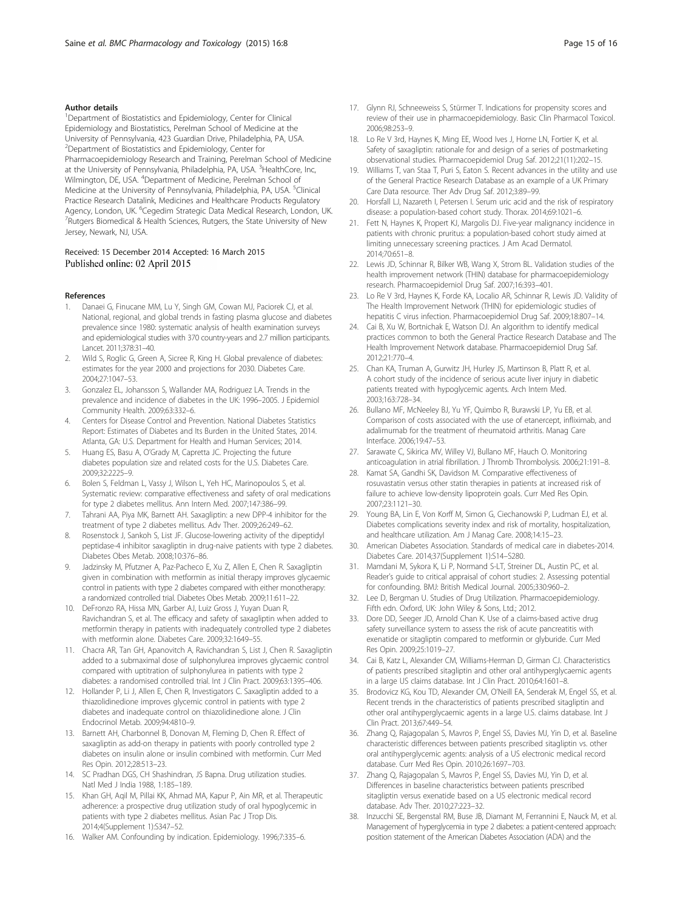#### Author details

[1]Department of Biostatistics and Epidemiology, Center for Clinical Epidemiology and Biostatistics, Perelman School of Medicine at the University of Pennsylvania, 423 Guardian Drive, Philadelphia, PA, USA. [2]Department of Biostatistics and Epidemiology, Center for Pharmacoepidemiology Research and Training, Perelman School of Medicine at the University of Pennsylvania, Philadelphia, PA, USA. [3]HealthCore, Inc, Wilmington, DE, USA. [4]Department of Medicine, Perelman School of Medicine at the University of Pennsylvania, Philadelphia, PA, USA. [5]Clinical Practice Research Datalink, Medicines and Healthcare Products Regulatory Agency, London, UK. [6]Cegedim Strategic Data Medical Research, London, UK. [7]Rutgers Biomedical & Health Sciences, Rutgers, the State University of New Jersey, Newark, NJ, USA.

Received: 15 December 2014 Accepted: 16 March 2015
Published online: 02 April 2015

#### References

1. Danaei G, Finucane MM, Lu Y, Singh GM, Cowan MJ, Paciorek CJ, et al. National, regional, and global trends in fasting plasma glucose and diabetes prevalence since 1980: systematic analysis of health examination surveys and epidemiological studies with 370 country-years and 2.7 million participants. Lancet. 2011;378:31–40.
2. Wild S, Roglic G, Green A, Sicree R, King H. Global prevalence of diabetes: estimates for the year 2000 and projections for 2030. Diabetes Care. 2004;27:1047–53.
3. Gonzalez EL, Johansson S, Wallander MA, Rodriguez LA. Trends in the prevalence and incidence of diabetes in the UK: 1996–2005. J Epidemiol Community Health. 2009;63:332–6.
4. Centers for Disease Control and Prevention. National Diabetes Statistics Report: Estimates of Diabetes and Its Burden in the United States, 2014. Atlanta, GA: U.S. Department for Health and Human Services; 2014.
5. Huang ES, Basu A, O'Grady M, Capretta JC. Projecting the future diabetes population size and related costs for the U.S. Diabetes Care. 2009;32:2225–9.
6. Bolen S, Feldman L, Vassy J, Wilson L, Yeh HC, Marinopoulos S, et al. Systematic review: comparative effectiveness and safety of oral medications for type 2 diabetes mellitus. Ann Intern Med. 2007;147:386–99.
7. Tahrani AA, Piya MK, Barnett AH. Saxagliptin: a new DPP-4 inhibitor for the treatment of type 2 diabetes mellitus. Adv Ther. 2009;26:249–62.
8. Rosenstock J, Sankoh S, List JF. Glucose-lowering activity of the dipeptidyl peptidase-4 inhibitor saxagliptin in drug-naive patients with type 2 diabetes. Diabetes Obes Metab. 2008;10:376–86.
9. Jadzinsky M, Pfutzner A, Paz-Pacheco E, Xu Z, Allen E, Chen R. Saxagliptin given in combination with metformin as initial therapy improves glycaemic control in patients with type 2 diabetes compared with either monotherapy: a randomized controlled trial. Diabetes Obes Metab. 2009;11:611–22.
10. DeFronzo RA, Hissa MN, Garber AJ, Luiz Gross J, Yuyan Duan R, Ravichandran S, et al. The efficacy and safety of saxagliptin when added to metformin therapy in patients with inadequately controlled type 2 diabetes with metformin alone. Diabetes Care. 2009;32:1649–55.
11. Chacra AR, Tan GH, Apanovitch A, Ravichandran S, List J, Chen R. Saxagliptin added to a submaximal dose of sulphonylurea improves glycaemic control compared with uptitration of sulphonylurea in patients with type 2 diabetes: a randomised controlled trial. Int J Clin Pract. 2009;63:1395–406.
12. Hollander P, Li J, Allen E, Chen R, Investigators C. Saxagliptin added to a thiazolidinedione improves glycemic control in patients with type 2 diabetes and inadequate control on thiazolidinedione alone. J Clin Endocrinol Metab. 2009;94:4810–9.
13. Barnett AH, Charbonnel B, Donovan M, Fleming D, Chen R. Effect of saxagliptin as add-on therapy in patients with poorly controlled type 2 diabetes on insulin alone or insulin combined with metformin. Curr Med Res Opin. 2012;28:513–23.
14. SC Pradhan DGS, CH Shashindran, JS Bapna. Drug utilization studies. Natl Med J India 1988, 1:185–189.
15. Khan GH, Aqil M, Pillai KK, Ahmad MA, Kapur P, Ain MR, et al. Therapeutic adherence: a prospective drug utilization study of oral hypoglycemic in patients with type 2 diabetes mellitus. Asian Pac J Trop Dis. 2014;4(Supplement 1):S347–52.
16. Walker AM. Confounding by indication. Epidemiology. 1996;7:335–6.
17. Glynn RJ, Schneeweiss S, Stürmer T. Indications for propensity scores and review of their use in pharmacoepidemiology. Basic Clin Pharmacol Toxicol. 2006;98:253–9.
18. Lo Re V 3rd, Haynes K, Ming EE, Wood Ives J, Horne LN, Fortier K, et al. Safety of saxagliptin: rationale for and design of a series of postmarketing observational studies. Pharmacoepidemiol Drug Saf. 2012;21(11):202–15.
19. Williams T, van Staa T, Puri S, Eaton S. Recent advances in the utility and use of the General Practice Research Database as an example of a UK Primary Care Data resource. Ther Adv Drug Saf. 2012;3:89–99.
20. Horsfall LJ, Nazareth I, Petersen I. Serum uric acid and the risk of respiratory disease: a population-based cohort study. Thorax. 2014;69:1021–6.
21. Fett N, Haynes K, Propert KJ, Margolis DJ. Five-year malignancy incidence in patients with chronic pruritus: a population-based cohort study aimed at limiting unnecessary screening practices. J Am Acad Dermatol. 2014;70:651–8.
22. Lewis JD, Schinnar R, Bilker WB, Wang X, Strom BL. Validation studies of the health improvement network (THIN) database for pharmacoepidemiology research. Pharmacoepidemiol Drug Saf. 2007;16:393–401.
23. Lo Re V 3rd, Haynes K, Forde KA, Localio AR, Schinnar R, Lewis JD. Validity of The Health Improvement Network (THIN) for epidemiologic studies of hepatitis C virus infection. Pharmacoepidemiol Drug Saf. 2009;18:807–14.
24. Cai B, Xu W, Bortnichak E, Watson DJ. An algorithm to identify medical practices common to both the General Practice Research Database and The Health Improvement Network database. Pharmacoepidemiol Drug Saf. 2012;21:770–4.
25. Chan KA, Truman A, Gurwitz JH, Hurley JS, Martinson B, Platt R, et al. A cohort study of the incidence of serious acute liver injury in diabetic patients treated with hypoglycemic agents. Arch Intern Med. 2003;163:728–34.
26. Bullano MF, McNeeley BJ, Yu YF, Quimbo R, Burawski LP, Yu EB, et al. Comparison of costs associated with the use of etanercept, infliximab, and adalimumab for the treatment of rheumatoid arthritis. Manag Care Interface. 2006;19:47–53.
27. Sarawate C, Sikirica MV, Willey VJ, Bullano MF, Hauch O. Monitoring anticoagulation in atrial fibrillation. J Thromb Thrombolysis. 2006;21:191–8.
28. Kamat SA, Gandhi SK, Davidson M. Comparative effectiveness of rosuvastatin versus other statin therapies in patients at increased risk of failure to achieve low-density lipoprotein goals. Curr Med Res Opin. 2007;23:1121–30.
29. Young BA, Lin E, Von Korff M, Simon G, Ciechanowski P, Ludman EJ, et al. Diabetes complications severity index and risk of mortality, hospitalization, and healthcare utilization. Am J Manag Care. 2008;14:15–23.
30. American Diabetes Association. Standards of medical care in diabetes-2014. Diabetes Care. 2014;37(Supplement 1):S14–S280.
31. Mamdani M, Sykora K, Li P, Normand S-LT, Streiner DL, Austin PC, et al. Reader's guide to critical appraisal of cohort studies: 2. Assessing potential for confounding. BMJ: British Medical Journal. 2005;330:960–2.
32. Lee D, Bergman U. Studies of Drug Utilization. Pharmacoepidemiology. Fifth edn. Oxford, UK: John Wiley & Sons, Ltd.; 2012.
33. Dore DD, Seeger JD, Arnold Chan K. Use of a claims-based active drug safety surveillance system to assess the risk of acute pancreatitis with exenatide or sitagliptin compared to metformin or glyburide. Curr Med Res Opin. 2009;25:1019–27.
34. Cai B, Katz L, Alexander CM, Williams-Herman D, Girman CJ. Characteristics of patients prescribed sitagliptin and other oral antihyperglycaemic agents in a large US claims database. Int J Clin Pract. 2010;64:1601–8.
35. Brodovicz KG, Kou TD, Alexander CM, O'Neill EA, Senderak M, Engel SS, et al. Recent trends in the characteristics of patients prescribed sitagliptin and other oral antihyperglycaemic agents in a large U.S. claims database. Int J Clin Pract. 2013;67:449–54.
36. Zhang Q, Rajagopalan S, Mavros P, Engel SS, Davies MJ, Yin D, et al. Baseline characteristic differences between patients prescribed sitagliptin vs. other oral antihyperglycemic agents: analysis of a US electronic medical record database. Curr Med Res Opin. 2010;26:1697–703.
37. Zhang Q, Rajagopalan S, Mavros P, Engel SS, Davies MJ, Yin D, et al. Differences in baseline characteristics between patients prescribed sitagliptin versus exenatide based on a US electronic medical record database. Adv Ther. 2010;27:223–32.
38. Inzucchi SE, Bergenstal RM, Buse JB, Diamant M, Ferrannini E, Nauck M, et al. Management of hyperglycemia in type 2 diabetes: a patient-centered approach: position statement of the American Diabetes Association (ADA) and the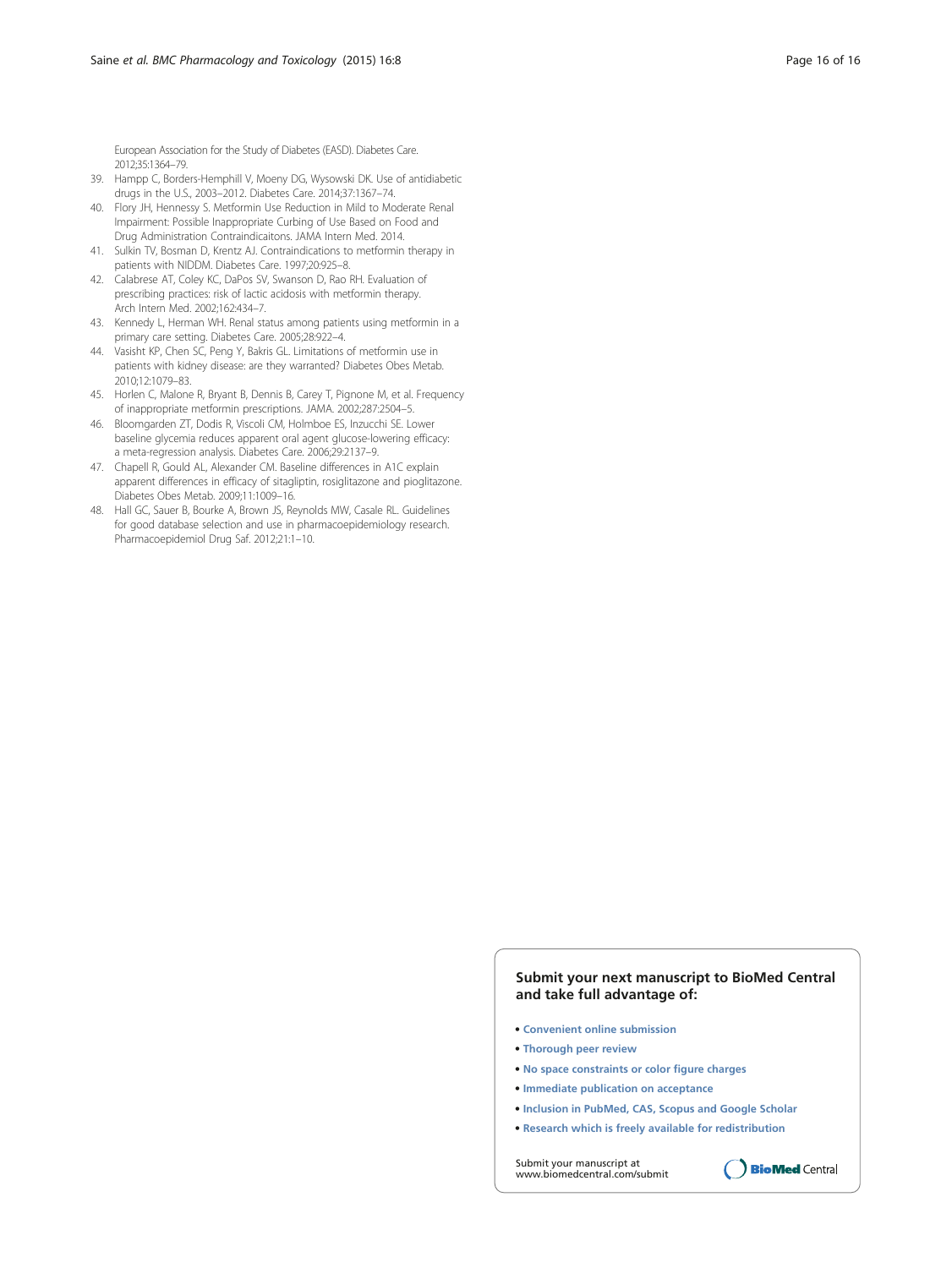European Association for the Study of Diabetes (EASD). Diabetes Care. 2012;35:1364–79.

39. Hampp C, Borders-Hemphill V, Moeny DG, Wysowski DK. Use of antidiabetic drugs in the U.S., 2003–2012. Diabetes Care. 2014;37:1367–74.
40. Flory JH, Hennessy S. Metformin Use Reduction in Mild to Moderate Renal Impairment: Possible Inappropriate Curbing of Use Based on Food and Drug Administration Contraindicaitons. JAMA Intern Med. 2014.
41. Sulkin TV, Bosman D, Krentz AJ. Contraindications to metformin therapy in patients with NIDDM. Diabetes Care. 1997;20:925–8.
42. Calabrese AT, Coley KC, DaPos SV, Swanson D, Rao RH. Evaluation of prescribing practices: risk of lactic acidosis with metformin therapy. Arch Intern Med. 2002;162:434–7.
43. Kennedy L, Herman WH. Renal status among patients using metformin in a primary care setting. Diabetes Care. 2005;28:922–4.
44. Vasisht KP, Chen SC, Peng Y, Bakris GL. Limitations of metformin use in patients with kidney disease: are they warranted? Diabetes Obes Metab. 2010;12:1079–83.
45. Horlen C, Malone R, Bryant B, Dennis B, Carey T, Pignone M, et al. Frequency of inappropriate metformin prescriptions. JAMA. 2002;287:2504–5.
46. Bloomgarden ZT, Dodis R, Viscoli CM, Holmboe ES, Inzucchi SE. Lower baseline glycemia reduces apparent oral agent glucose-lowering efficacy: a meta-regression analysis. Diabetes Care. 2006;29:2137–9.
47. Chapell R, Gould AL, Alexander CM. Baseline differences in A1C explain apparent differences in efficacy of sitagliptin, rosiglitazone and pioglitazone. Diabetes Obes Metab. 2009;11:1009–16.
48. Hall GC, Sauer B, Bourke A, Brown JS, Reynolds MW, Casale RL. Guidelines for good database selection and use in pharmacoepidemiology research. Pharmacoepidemiol Drug Saf. 2012;21:1–10.

**Submit your next manuscript to BioMed Central and take full advantage of:**

- **Convenient online submission**
- **Thorough peer review**
- **No space constraints or color figure charges**
- **Immediate publication on acceptance**
- **Inclusion in PubMed, CAS, Scopus and Google Scholar**
- **Research which is freely available for redistribution**

Submit your manuscript at
www.biomedcentral.com/submit

BioMed Central